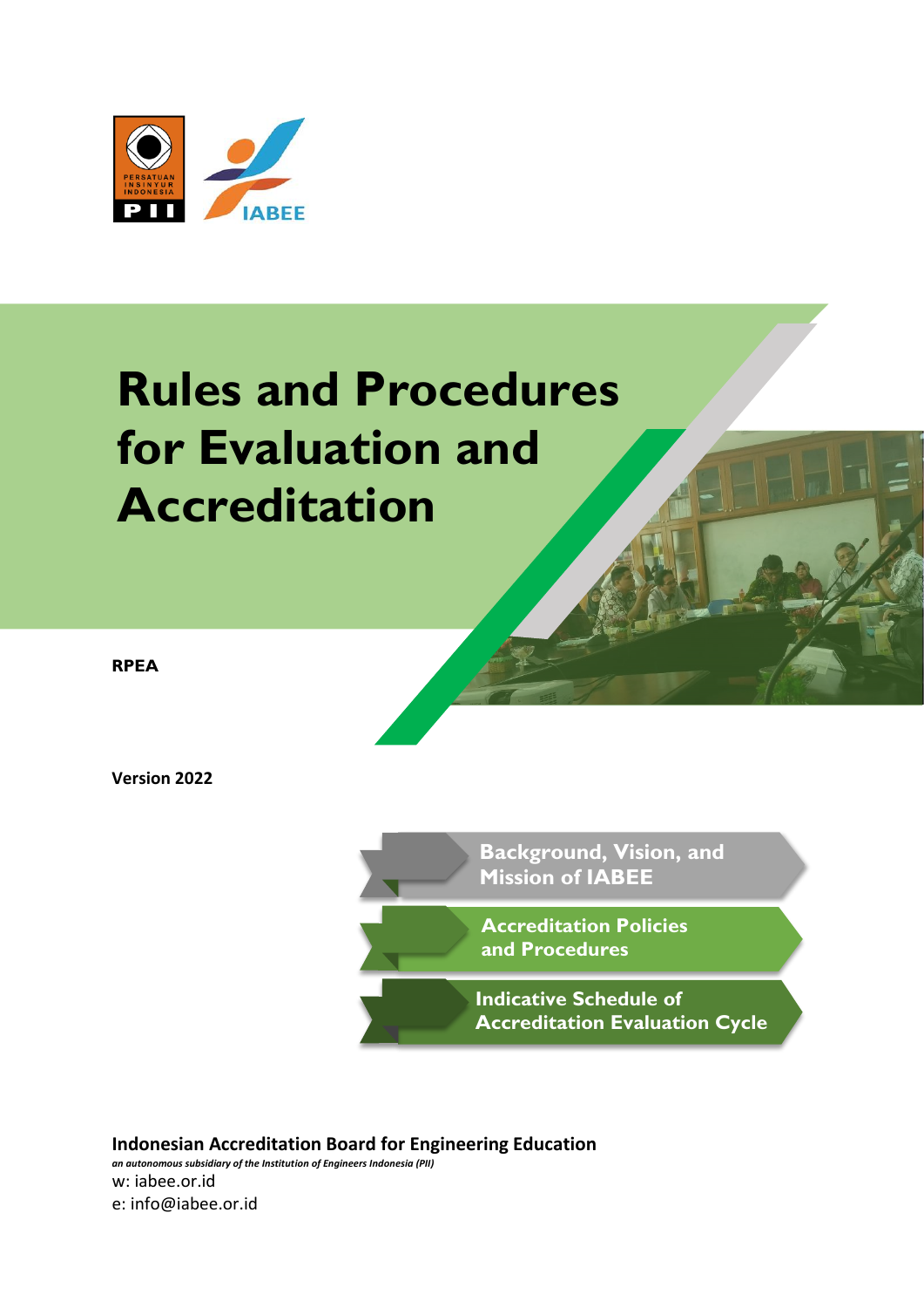# Rules and Procedures for Evaluation and Accreditation

**RPEA**

**Version 2022**

- Background, Vision, and Mission of IABEE
- Accreditation Policies and Procedures
- Indicative Schedule of Accreditation Evaluation Cycle

**Indonesian Accreditation Board for Engineering Education**

***an autonomous subsidiary of the Institution of Engineers Indonesia (PII)***

w: iabee.or.id

e: info@iabee.or.id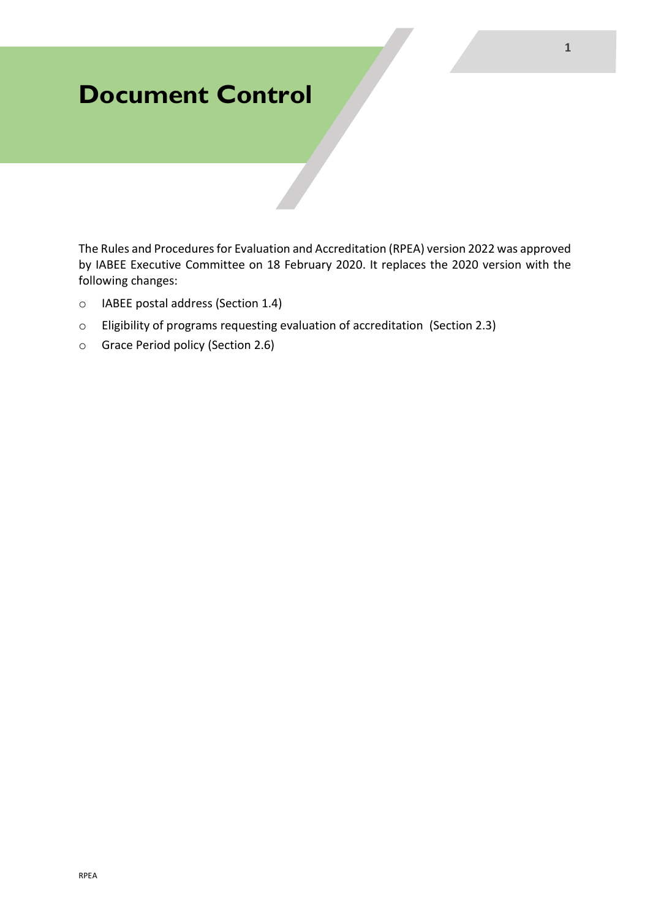# Document Control

The Rules and Procedures for Evaluation and Accreditation (RPEA) version 2022 was approved by IABEE Executive Committee on 18 February 2020. It replaces the 2020 version with the following changes:

- IABEE postal address (Section 1.4)
- Eligibility of programs requesting evaluation of accreditation (Section 2.3)
- Grace Period policy (Section 2.6)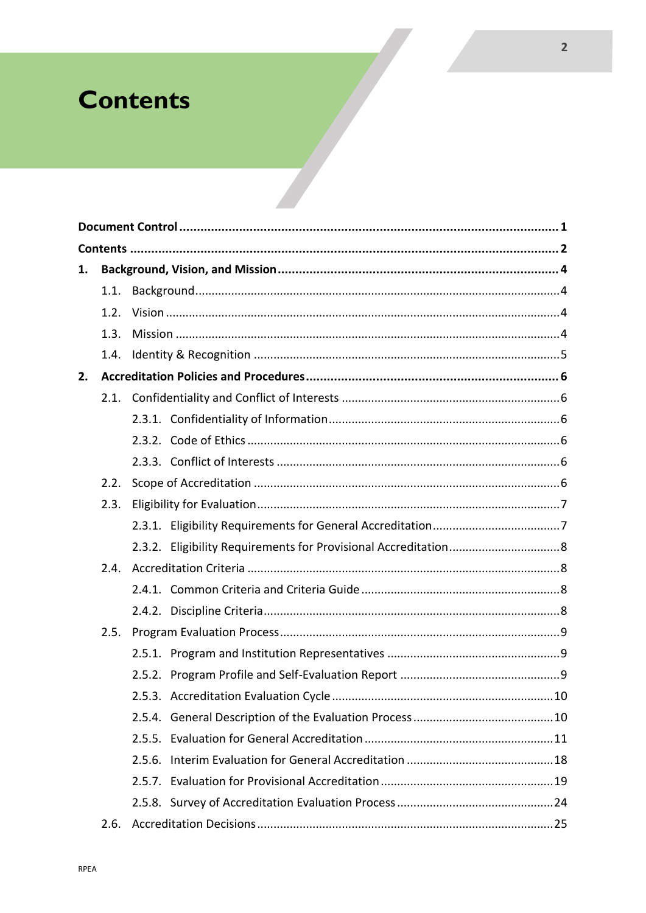# Contents

**Document Control** .......... **1**

**Contents** .......... **2**

**1. Background, Vision, and Mission** .......... **4**

- 1.1. Background .......... 4
- 1.2. Vision .......... 4
- 1.3. Mission .......... 4
- 1.4. Identity & Recognition .......... 5

**2. Accreditation Policies and Procedures** .......... **6**

- 2.1. Confidentiality and Conflict of Interests .......... 6
  - 2.3.1. Confidentiality of Information .......... 6
  - 2.3.2. Code of Ethics .......... 6
  - 2.3.3. Conflict of Interests .......... 6
- 2.2. Scope of Accreditation .......... 6
- 2.3. Eligibility for Evaluation .......... 7
  - 2.3.1. Eligibility Requirements for General Accreditation .......... 7
  - 2.3.2. Eligibility Requirements for Provisional Accreditation .......... 8
- 2.4. Accreditation Criteria .......... 8
  - 2.4.1. Common Criteria and Criteria Guide .......... 8
  - 2.4.2. Discipline Criteria .......... 8
- 2.5. Program Evaluation Process .......... 9
  - 2.5.1. Program and Institution Representatives .......... 9
  - 2.5.2. Program Profile and Self-Evaluation Report .......... 9
  - 2.5.3. Accreditation Evaluation Cycle .......... 10
  - 2.5.4. General Description of the Evaluation Process .......... 10
  - 2.5.5. Evaluation for General Accreditation .......... 11
  - 2.5.6. Interim Evaluation for General Accreditation .......... 18
  - 2.5.7. Evaluation for Provisional Accreditation .......... 19
  - 2.5.8. Survey of Accreditation Evaluation Process .......... 24
- 2.6. Accreditation Decisions .......... 25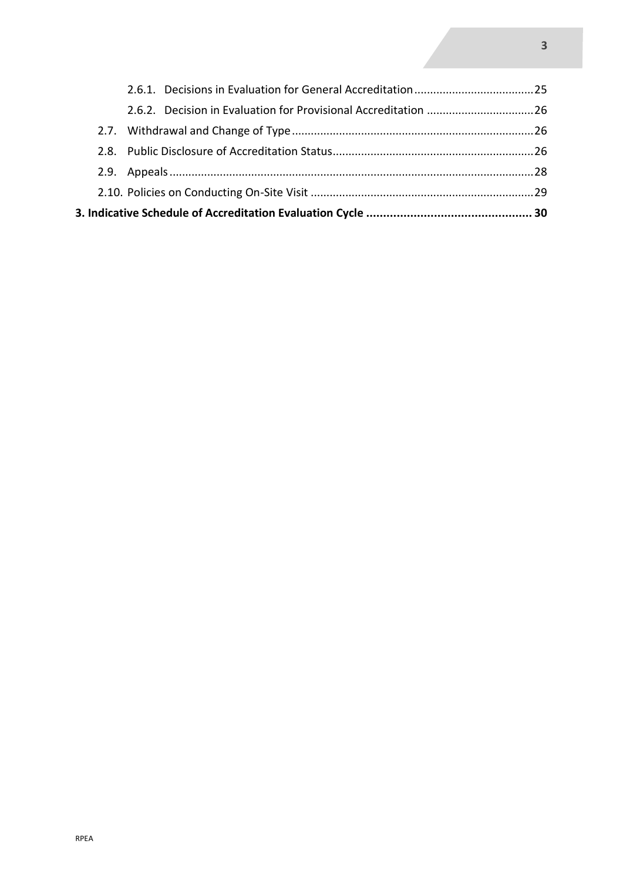2.6.1. Decisions in Evaluation for General Accreditation ...................................... 25

2.6.2. Decision in Evaluation for Provisional Accreditation .................................. 26

2.7. Withdrawal and Change of Type ............................................................................ 26

2.8. Public Disclosure of Accreditation Status ................................................................ 26

2.9. Appeals ................................................................................................................... 28

2.10. Policies on Conducting On-Site Visit ...................................................................... 29

**3. Indicative Schedule of Accreditation Evaluation Cycle ................................................ 30**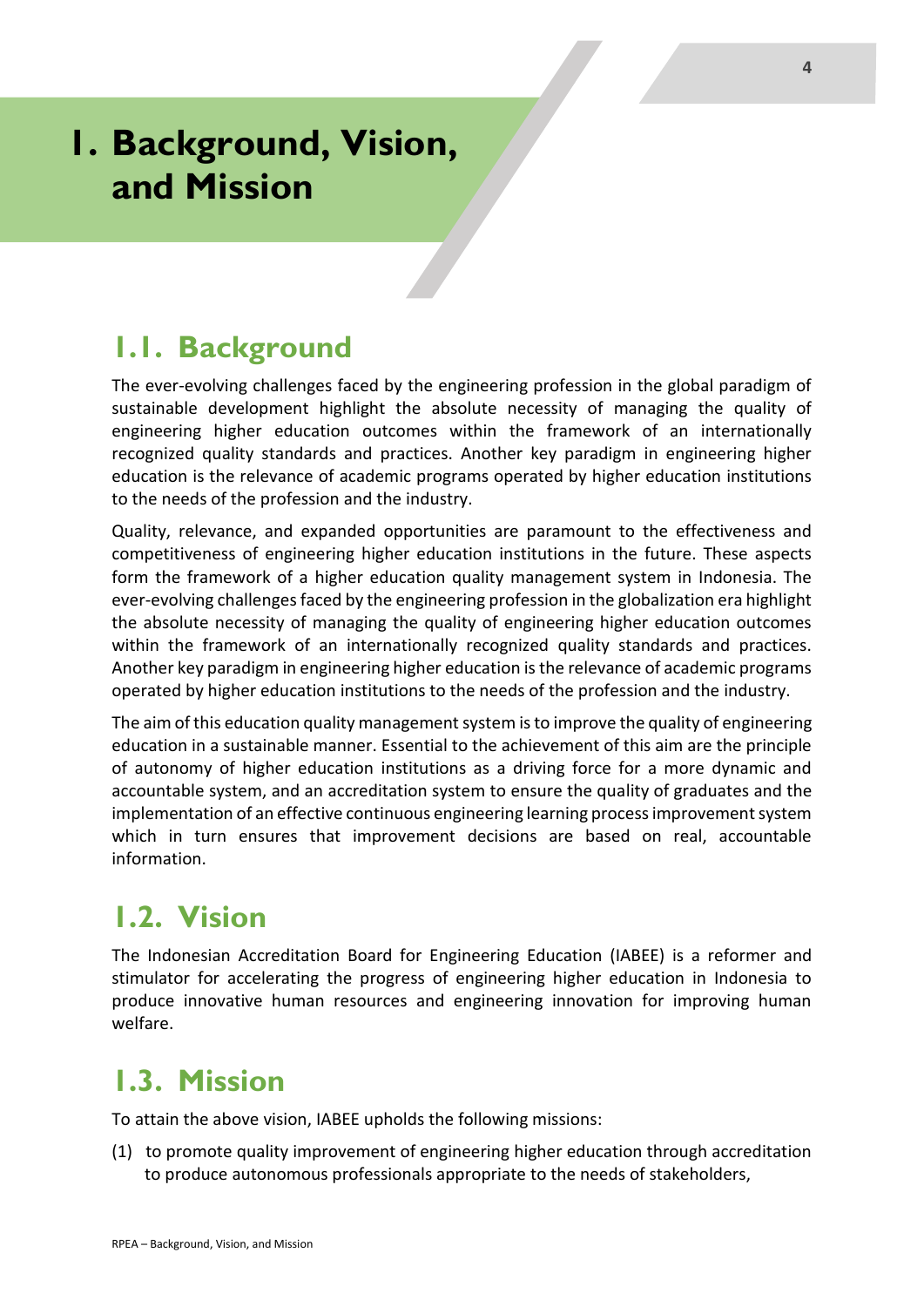# 1. Background, Vision, and Mission

## 1.1. Background

The ever-evolving challenges faced by the engineering profession in the global paradigm of sustainable development highlight the absolute necessity of managing the quality of engineering higher education outcomes within the framework of an internationally recognized quality standards and practices. Another key paradigm in engineering higher education is the relevance of academic programs operated by higher education institutions to the needs of the profession and the industry.

Quality, relevance, and expanded opportunities are paramount to the effectiveness and competitiveness of engineering higher education institutions in the future. These aspects form the framework of a higher education quality management system in Indonesia. The ever-evolving challenges faced by the engineering profession in the globalization era highlight the absolute necessity of managing the quality of engineering higher education outcomes within the framework of an internationally recognized quality standards and practices. Another key paradigm in engineering higher education is the relevance of academic programs operated by higher education institutions to the needs of the profession and the industry.

The aim of this education quality management system is to improve the quality of engineering education in a sustainable manner. Essential to the achievement of this aim are the principle of autonomy of higher education institutions as a driving force for a more dynamic and accountable system, and an accreditation system to ensure the quality of graduates and the implementation of an effective continuous engineering learning process improvement system which in turn ensures that improvement decisions are based on real, accountable information.

## 1.2. Vision

The Indonesian Accreditation Board for Engineering Education (IABEE) is a reformer and stimulator for accelerating the progress of engineering higher education in Indonesia to produce innovative human resources and engineering innovation for improving human welfare.

## 1.3. Mission

To attain the above vision, IABEE upholds the following missions:

(1) to promote quality improvement of engineering higher education through accreditation to produce autonomous professionals appropriate to the needs of stakeholders,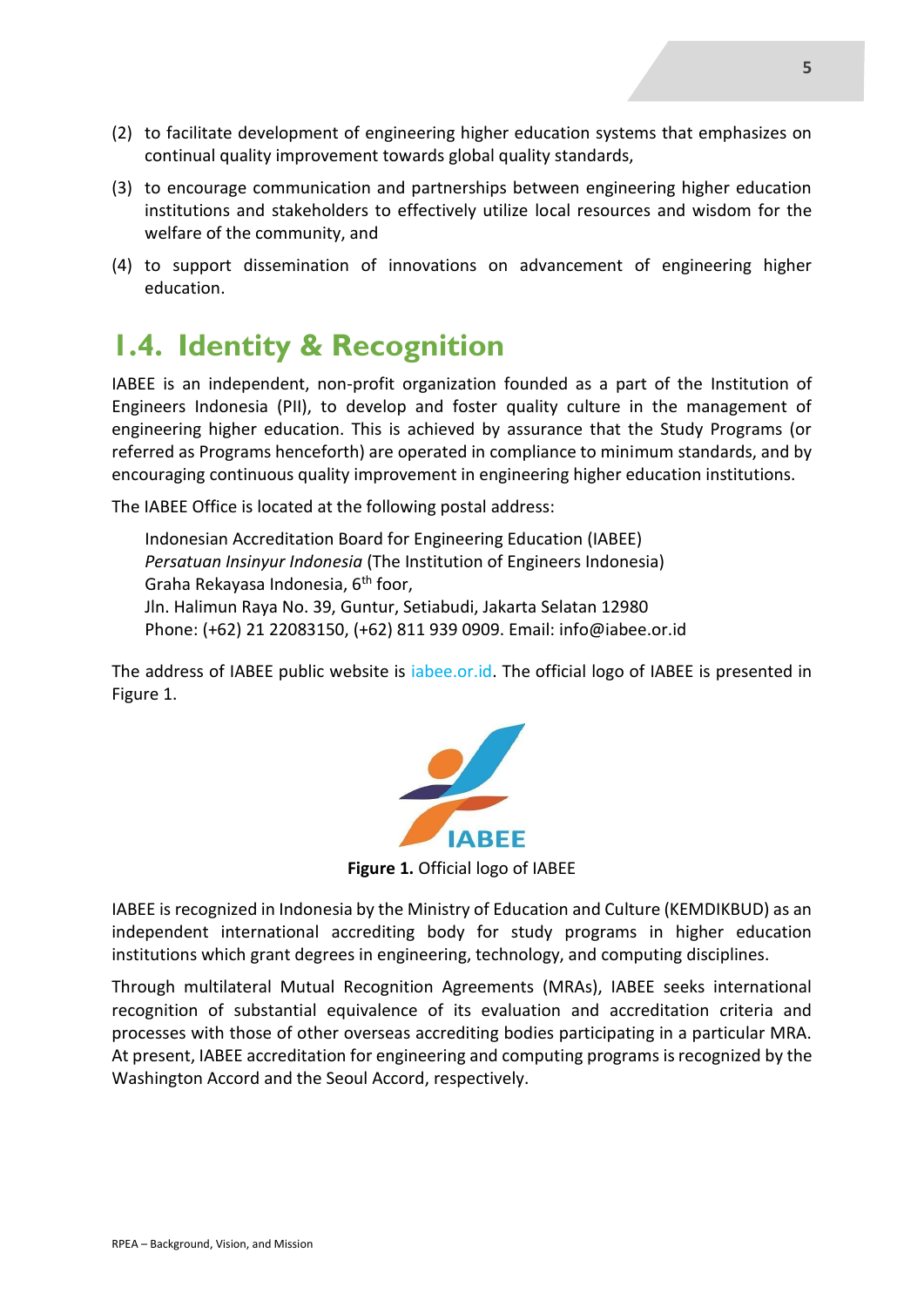(2) to facilitate development of engineering higher education systems that emphasizes on continual quality improvement towards global quality standards,

(3) to encourage communication and partnerships between engineering higher education institutions and stakeholders to effectively utilize local resources and wisdom for the welfare of the community, and

(4) to support dissemination of innovations on advancement of engineering higher education.

## 1.4. Identity & Recognition

IABEE is an independent, non-profit organization founded as a part of the Institution of Engineers Indonesia (PII), to develop and foster quality culture in the management of engineering higher education. This is achieved by assurance that the Study Programs (or referred as Programs henceforth) are operated in compliance to minimum standards, and by encouraging continuous quality improvement in engineering higher education institutions.

The IABEE Office is located at the following postal address:

> Indonesian Accreditation Board for Engineering Education (IABEE)
> *Persatuan Insinyur Indonesia* (The Institution of Engineers Indonesia)
> Graha Rekayasa Indonesia, 6th foor,
> Jln. Halimun Raya No. 39, Guntur, Setiabudi, Jakarta Selatan 12980
> Phone: (+62) 21 22083150, (+62) 811 939 0909. Email: info@iabee.or.id

The address of IABEE public website is iabee.or.id. The official logo of IABEE is presented in Figure 1.

**Figure 1.** Official logo of IABEE

IABEE is recognized in Indonesia by the Ministry of Education and Culture (KEMDIKBUD) as an independent international accrediting body for study programs in higher education institutions which grant degrees in engineering, technology, and computing disciplines.

Through multilateral Mutual Recognition Agreements (MRAs), IABEE seeks international recognition of substantial equivalence of its evaluation and accreditation criteria and processes with those of other overseas accrediting bodies participating in a particular MRA. At present, IABEE accreditation for engineering and computing programs is recognized by the Washington Accord and the Seoul Accord, respectively.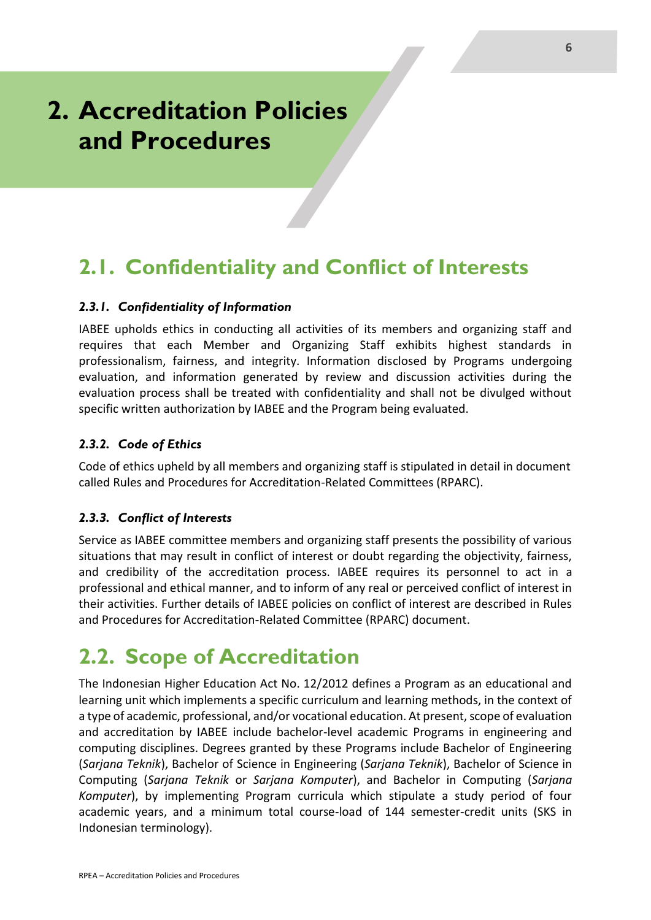# 2. Accreditation Policies and Procedures

## 2.1. Confidentiality and Conflict of Interests

### *2.3.1. Confidentiality of Information*

IABEE upholds ethics in conducting all activities of its members and organizing staff and requires that each Member and Organizing Staff exhibits highest standards in professionalism, fairness, and integrity. Information disclosed by Programs undergoing evaluation, and information generated by review and discussion activities during the evaluation process shall be treated with confidentiality and shall not be divulged without specific written authorization by IABEE and the Program being evaluated.

### *2.3.2. Code of Ethics*

Code of ethics upheld by all members and organizing staff is stipulated in detail in document called Rules and Procedures for Accreditation-Related Committees (RPARC).

### *2.3.3. Conflict of Interests*

Service as IABEE committee members and organizing staff presents the possibility of various situations that may result in conflict of interest or doubt regarding the objectivity, fairness, and credibility of the accreditation process. IABEE requires its personnel to act in a professional and ethical manner, and to inform of any real or perceived conflict of interest in their activities. Further details of IABEE policies on conflict of interest are described in Rules and Procedures for Accreditation-Related Committee (RPARC) document.

## 2.2. Scope of Accreditation

The Indonesian Higher Education Act No. 12/2012 defines a Program as an educational and learning unit which implements a specific curriculum and learning methods, in the context of a type of academic, professional, and/or vocational education. At present, scope of evaluation and accreditation by IABEE include bachelor-level academic Programs in engineering and computing disciplines. Degrees granted by these Programs include Bachelor of Engineering (*Sarjana Teknik*), Bachelor of Science in Engineering (*Sarjana Teknik*), Bachelor of Science in Computing (*Sarjana Teknik* or *Sarjana Komputer*), and Bachelor in Computing (*Sarjana Komputer*), by implementing Program curricula which stipulate a study period of four academic years, and a minimum total course-load of 144 semester-credit units (SKS in Indonesian terminology).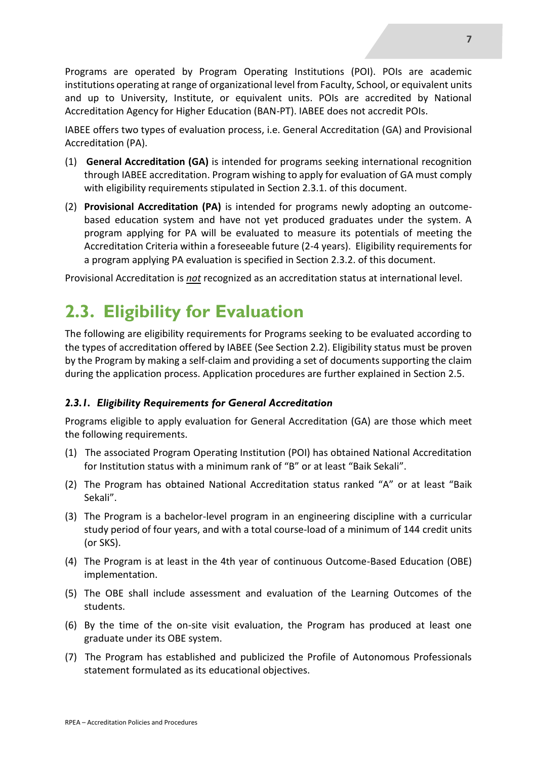Programs are operated by Program Operating Institutions (POI). POIs are academic institutions operating at range of organizational level from Faculty, School, or equivalent units and up to University, Institute, or equivalent units. POIs are accredited by National Accreditation Agency for Higher Education (BAN-PT). IABEE does not accredit POIs.

IABEE offers two types of evaluation process, i.e. General Accreditation (GA) and Provisional Accreditation (PA).

(1) **General Accreditation (GA)** is intended for programs seeking international recognition through IABEE accreditation. Program wishing to apply for evaluation of GA must comply with eligibility requirements stipulated in Section 2.3.1. of this document.

(2) **Provisional Accreditation (PA)** is intended for programs newly adopting an outcome-based education system and have not yet produced graduates under the system. A program applying for PA will be evaluated to measure its potentials of meeting the Accreditation Criteria within a foreseeable future (2-4 years). Eligibility requirements for a program applying PA evaluation is specified in Section 2.3.2. of this document.

Provisional Accreditation is ***not*** recognized as an accreditation status at international level.

## 2.3. Eligibility for Evaluation

The following are eligibility requirements for Programs seeking to be evaluated according to the types of accreditation offered by IABEE (See Section 2.2). Eligibility status must be proven by the Program by making a self-claim and providing a set of documents supporting the claim during the application process. Application procedures are further explained in Section 2.5.

### *2.3.1. Eligibility Requirements for General Accreditation*

Programs eligible to apply evaluation for General Accreditation (GA) are those which meet the following requirements.

(1) The associated Program Operating Institution (POI) has obtained National Accreditation for Institution status with a minimum rank of "B" or at least "Baik Sekali".

(2) The Program has obtained National Accreditation status ranked "A" or at least "Baik Sekali".

(3) The Program is a bachelor-level program in an engineering discipline with a curricular study period of four years, and with a total course-load of a minimum of 144 credit units (or SKS).

(4) The Program is at least in the 4th year of continuous Outcome-Based Education (OBE) implementation.

(5) The OBE shall include assessment and evaluation of the Learning Outcomes of the students.

(6) By the time of the on-site visit evaluation, the Program has produced at least one graduate under its OBE system.

(7) The Program has established and publicized the Profile of Autonomous Professionals statement formulated as its educational objectives.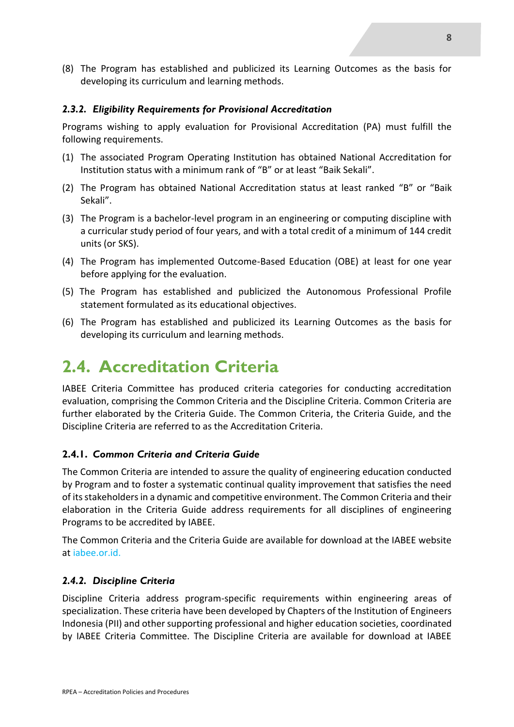(8) The Program has established and publicized its Learning Outcomes as the basis for developing its curriculum and learning methods.

### *2.3.2. Eligibility Requirements for Provisional Accreditation*

Programs wishing to apply evaluation for Provisional Accreditation (PA) must fulfill the following requirements.

(1) The associated Program Operating Institution has obtained National Accreditation for Institution status with a minimum rank of "B" or at least "Baik Sekali".

(2) The Program has obtained National Accreditation status at least ranked "B" or "Baik Sekali".

(3) The Program is a bachelor-level program in an engineering or computing discipline with a curricular study period of four years, and with a total credit of a minimum of 144 credit units (or SKS).

(4) The Program has implemented Outcome-Based Education (OBE) at least for one year before applying for the evaluation.

(5) The Program has established and publicized the Autonomous Professional Profile statement formulated as its educational objectives.

(6) The Program has established and publicized its Learning Outcomes as the basis for developing its curriculum and learning methods.

## 2.4. Accreditation Criteria

IABEE Criteria Committee has produced criteria categories for conducting accreditation evaluation, comprising the Common Criteria and the Discipline Criteria. Common Criteria are further elaborated by the Criteria Guide. The Common Criteria, the Criteria Guide, and the Discipline Criteria are referred to as the Accreditation Criteria.

### 2.4.1. *Common Criteria and Criteria Guide*

The Common Criteria are intended to assure the quality of engineering education conducted by Program and to foster a systematic continual quality improvement that satisfies the need of its stakeholders in a dynamic and competitive environment. The Common Criteria and their elaboration in the Criteria Guide address requirements for all disciplines of engineering Programs to be accredited by IABEE.

The Common Criteria and the Criteria Guide are available for download at the IABEE website at iabee.or.id.

### *2.4.2. Discipline Criteria*

Discipline Criteria address program-specific requirements within engineering areas of specialization. These criteria have been developed by Chapters of the Institution of Engineers Indonesia (PII) and other supporting professional and higher education societies, coordinated by IABEE Criteria Committee. The Discipline Criteria are available for download at IABEE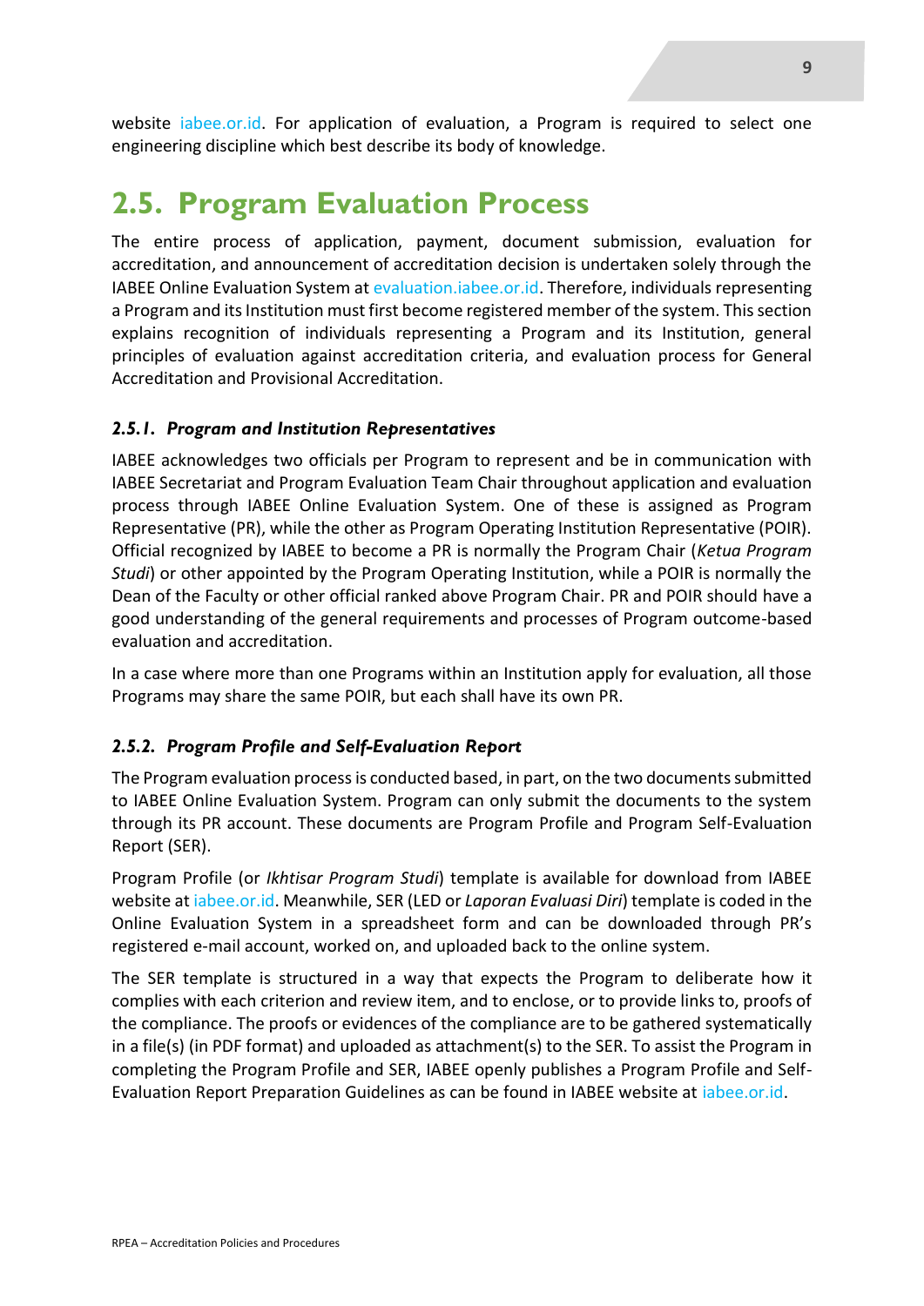website iabee.or.id. For application of evaluation, a Program is required to select one engineering discipline which best describe its body of knowledge.

## 2.5. Program Evaluation Process

The entire process of application, payment, document submission, evaluation for accreditation, and announcement of accreditation decision is undertaken solely through the IABEE Online Evaluation System at evaluation.iabee.or.id. Therefore, individuals representing a Program and its Institution must first become registered member of the system. This section explains recognition of individuals representing a Program and its Institution, general principles of evaluation against accreditation criteria, and evaluation process for General Accreditation and Provisional Accreditation.

### *2.5.1. Program and Institution Representatives*

IABEE acknowledges two officials per Program to represent and be in communication with IABEE Secretariat and Program Evaluation Team Chair throughout application and evaluation process through IABEE Online Evaluation System. One of these is assigned as Program Representative (PR), while the other as Program Operating Institution Representative (POIR). Official recognized by IABEE to become a PR is normally the Program Chair (*Ketua Program Studi*) or other appointed by the Program Operating Institution, while a POIR is normally the Dean of the Faculty or other official ranked above Program Chair. PR and POIR should have a good understanding of the general requirements and processes of Program outcome-based evaluation and accreditation.

In a case where more than one Programs within an Institution apply for evaluation, all those Programs may share the same POIR, but each shall have its own PR.

### *2.5.2. Program Profile and Self-Evaluation Report*

The Program evaluation process is conducted based, in part, on the two documents submitted to IABEE Online Evaluation System. Program can only submit the documents to the system through its PR account. These documents are Program Profile and Program Self-Evaluation Report (SER).

Program Profile (or *Ikhtisar Program Studi*) template is available for download from IABEE website at iabee.or.id. Meanwhile, SER (LED or *Laporan Evaluasi Diri*) template is coded in the Online Evaluation System in a spreadsheet form and can be downloaded through PR's registered e-mail account, worked on, and uploaded back to the online system.

The SER template is structured in a way that expects the Program to deliberate how it complies with each criterion and review item, and to enclose, or to provide links to, proofs of the compliance. The proofs or evidences of the compliance are to be gathered systematically in a file(s) (in PDF format) and uploaded as attachment(s) to the SER. To assist the Program in completing the Program Profile and SER, IABEE openly publishes a Program Profile and Self-Evaluation Report Preparation Guidelines as can be found in IABEE website at iabee.or.id.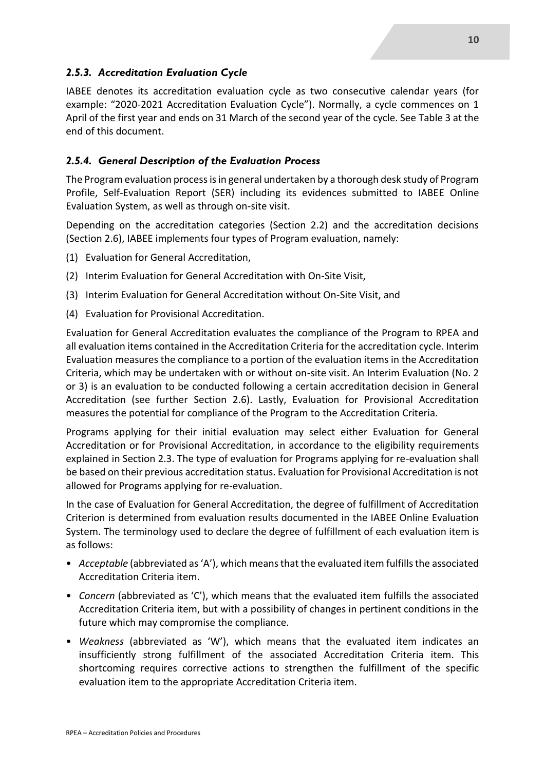### *2.5.3. Accreditation Evaluation Cycle*

IABEE denotes its accreditation evaluation cycle as two consecutive calendar years (for example: "2020-2021 Accreditation Evaluation Cycle"). Normally, a cycle commences on 1 April of the first year and ends on 31 March of the second year of the cycle. See Table 3 at the end of this document.

### *2.5.4. General Description of the Evaluation Process*

The Program evaluation process is in general undertaken by a thorough desk study of Program Profile, Self-Evaluation Report (SER) including its evidences submitted to IABEE Online Evaluation System, as well as through on-site visit.

Depending on the accreditation categories (Section 2.2) and the accreditation decisions (Section 2.6), IABEE implements four types of Program evaluation, namely:

(1) Evaluation for General Accreditation,

(2) Interim Evaluation for General Accreditation with On-Site Visit,

(3) Interim Evaluation for General Accreditation without On-Site Visit, and

(4) Evaluation for Provisional Accreditation.

Evaluation for General Accreditation evaluates the compliance of the Program to RPEA and all evaluation items contained in the Accreditation Criteria for the accreditation cycle. Interim Evaluation measures the compliance to a portion of the evaluation items in the Accreditation Criteria, which may be undertaken with or without on-site visit. An Interim Evaluation (No. 2 or 3) is an evaluation to be conducted following a certain accreditation decision in General Accreditation (see further Section 2.6). Lastly, Evaluation for Provisional Accreditation measures the potential for compliance of the Program to the Accreditation Criteria.

Programs applying for their initial evaluation may select either Evaluation for General Accreditation or for Provisional Accreditation, in accordance to the eligibility requirements explained in Section 2.3. The type of evaluation for Programs applying for re-evaluation shall be based on their previous accreditation status. Evaluation for Provisional Accreditation is not allowed for Programs applying for re-evaluation.

In the case of Evaluation for General Accreditation, the degree of fulfillment of Accreditation Criterion is determined from evaluation results documented in the IABEE Online Evaluation System. The terminology used to declare the degree of fulfillment of each evaluation item is as follows:

- *Acceptable* (abbreviated as 'A'), which means that the evaluated item fulfills the associated Accreditation Criteria item.
- *Concern* (abbreviated as 'C'), which means that the evaluated item fulfills the associated Accreditation Criteria item, but with a possibility of changes in pertinent conditions in the future which may compromise the compliance.
- *Weakness* (abbreviated as 'W'), which means that the evaluated item indicates an insufficiently strong fulfillment of the associated Accreditation Criteria item. This shortcoming requires corrective actions to strengthen the fulfillment of the specific evaluation item to the appropriate Accreditation Criteria item.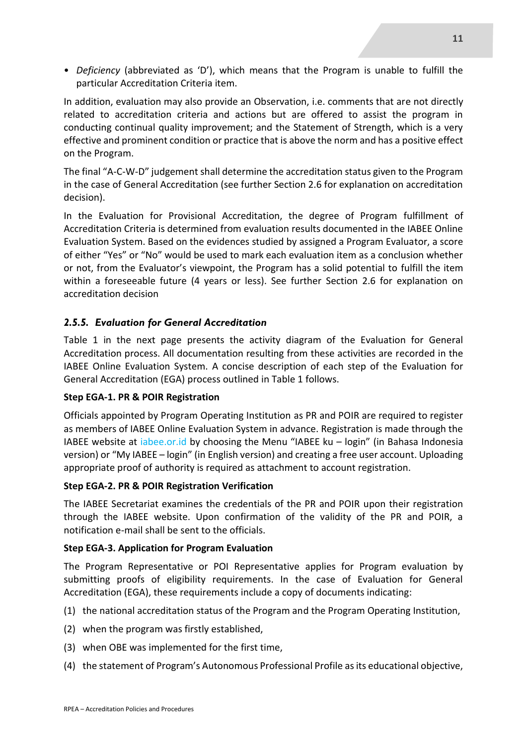- *Deficiency* (abbreviated as 'D'), which means that the Program is unable to fulfill the particular Accreditation Criteria item.

In addition, evaluation may also provide an Observation, i.e. comments that are not directly related to accreditation criteria and actions but are offered to assist the program in conducting continual quality improvement; and the Statement of Strength, which is a very effective and prominent condition or practice that is above the norm and has a positive effect on the Program.

The final "A-C-W-D" judgement shall determine the accreditation status given to the Program in the case of General Accreditation (see further Section 2.6 for explanation on accreditation decision).

In the Evaluation for Provisional Accreditation, the degree of Program fulfillment of Accreditation Criteria is determined from evaluation results documented in the IABEE Online Evaluation System. Based on the evidences studied by assigned a Program Evaluator, a score of either "Yes" or "No" would be used to mark each evaluation item as a conclusion whether or not, from the Evaluator's viewpoint, the Program has a solid potential to fulfill the item within a foreseeable future (4 years or less). See further Section 2.6 for explanation on accreditation decision

### *2.5.5. Evaluation for General Accreditation*

Table 1 in the next page presents the activity diagram of the Evaluation for General Accreditation process. All documentation resulting from these activities are recorded in the IABEE Online Evaluation System. A concise description of each step of the Evaluation for General Accreditation (EGA) process outlined in Table 1 follows.

**Step EGA-1. PR & POIR Registration**

Officials appointed by Program Operating Institution as PR and POIR are required to register as members of IABEE Online Evaluation System in advance. Registration is made through the IABEE website at iabee.or.id by choosing the Menu "IABEE ku – login" (in Bahasa Indonesia version) or "My IABEE – login" (in English version) and creating a free user account. Uploading appropriate proof of authority is required as attachment to account registration.

**Step EGA-2. PR & POIR Registration Verification**

The IABEE Secretariat examines the credentials of the PR and POIR upon their registration through the IABEE website. Upon confirmation of the validity of the PR and POIR, a notification e-mail shall be sent to the officials.

**Step EGA-3. Application for Program Evaluation**

The Program Representative or POI Representative applies for Program evaluation by submitting proofs of eligibility requirements. In the case of Evaluation for General Accreditation (EGA), these requirements include a copy of documents indicating:

(1) the national accreditation status of the Program and the Program Operating Institution,

(2) when the program was firstly established,

(3) when OBE was implemented for the first time,

(4) the statement of Program's Autonomous Professional Profile as its educational objective,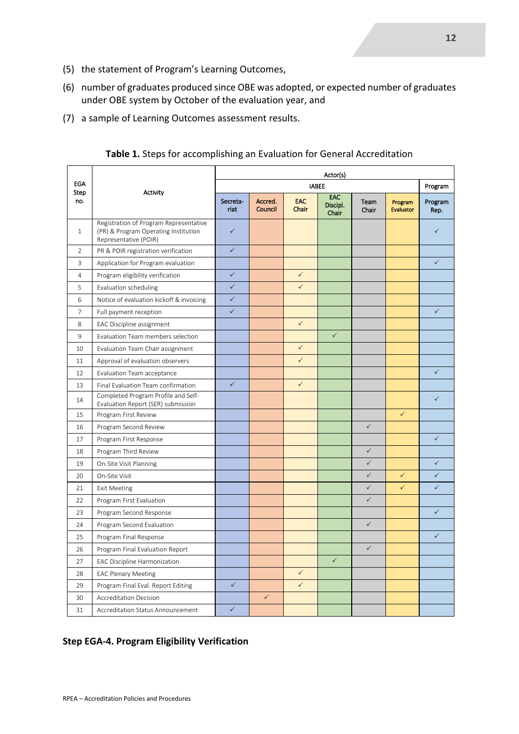(5) the statement of Program's Learning Outcomes,

(6) number of graduates produced since OBE was adopted, or expected number of graduates under OBE system by October of the evaluation year, and

(7) a sample of Learning Outcomes assessment results.

**Table 1.** Steps for accomplishing an Evaluation for General Accreditation

| EGA Step no. | Activity | Actor(s) | | | | | | |
|---|---|---|---|---|---|---|---|---|
| | | IABEE | | | | | | Program |
| | | Secreta-riat | Accred. Council | EAC Chair | EAC Discipl. Chair | Team Chair | Program Evaluator | Program Rep. |
| 1 | Registration of Program Representative (PR) & Program Operating Institution Representative (POIR) | ✓ | | | | | | ✓ |
| 2 | PR & POIR registration verification | ✓ | | | | | | |
| 3 | Application for Program evaluation | | | | | | | ✓ |
| 4 | Program eligibility verification | ✓ | | ✓ | | | | |
| 5 | Evaluation scheduling | ✓ | | ✓ | | | | |
| 6 | Notice of evaluation kickoff & invoicing | ✓ | | | | | | |
| 7 | Full payment reception | ✓ | | | | | | ✓ |
| 8 | EAC Discipline assignment | | | ✓ | | | | |
| 9 | Evaluation Team members selection | | | | ✓ | | | |
| 10 | Evaluation Team Chair assignment | | | ✓ | | | | |
| 11 | Approval of evaluation observers | | | ✓ | | | | |
| 12 | Evaluation Team acceptance | | | | | | | ✓ |
| 13 | Final Evaluation Team confirmation | ✓ | | ✓ | | | | |
| 14 | Completed Program Profile and Self-Evaluation Report (SER) submission | | | | | | | ✓ |
| 15 | Program First Review | | | | | | ✓ | |
| 16 | Program Second Review | | | | | ✓ | | |
| 17 | Program First Response | | | | | | | ✓ |
| 18 | Program Third Review | | | | | ✓ | | |
| 19 | On-Site Visit Planning | | | | | ✓ | | ✓ |
| 20 | On-Site Visit | | | | | ✓ | ✓ | ✓ |
| 21 | Exit Meeting | | | | | ✓ | ✓ | ✓ |
| 22 | Program First Evaluation | | | | | ✓ | | |
| 23 | Program Second Response | | | | | | | ✓ |
| 24 | Program Second Evaluation | | | | | ✓ | | |
| 25 | Program Final Response | | | | | | | ✓ |
| 26 | Program Final Evaluation Report | | | | | ✓ | | |
| 27 | EAC Discipline Harmonization | | | | ✓ | | | |
| 28 | EAC Plenary Meeting | | | ✓ | | | | |
| 29 | Program Final Eval. Report Editing | ✓ | | ✓ | | | | |
| 30 | Accreditation Decision | | ✓ | | | | | |
| 31 | Accreditation Status Announcement | ✓ | | | | | | |

**Step EGA-4. Program Eligibility Verification**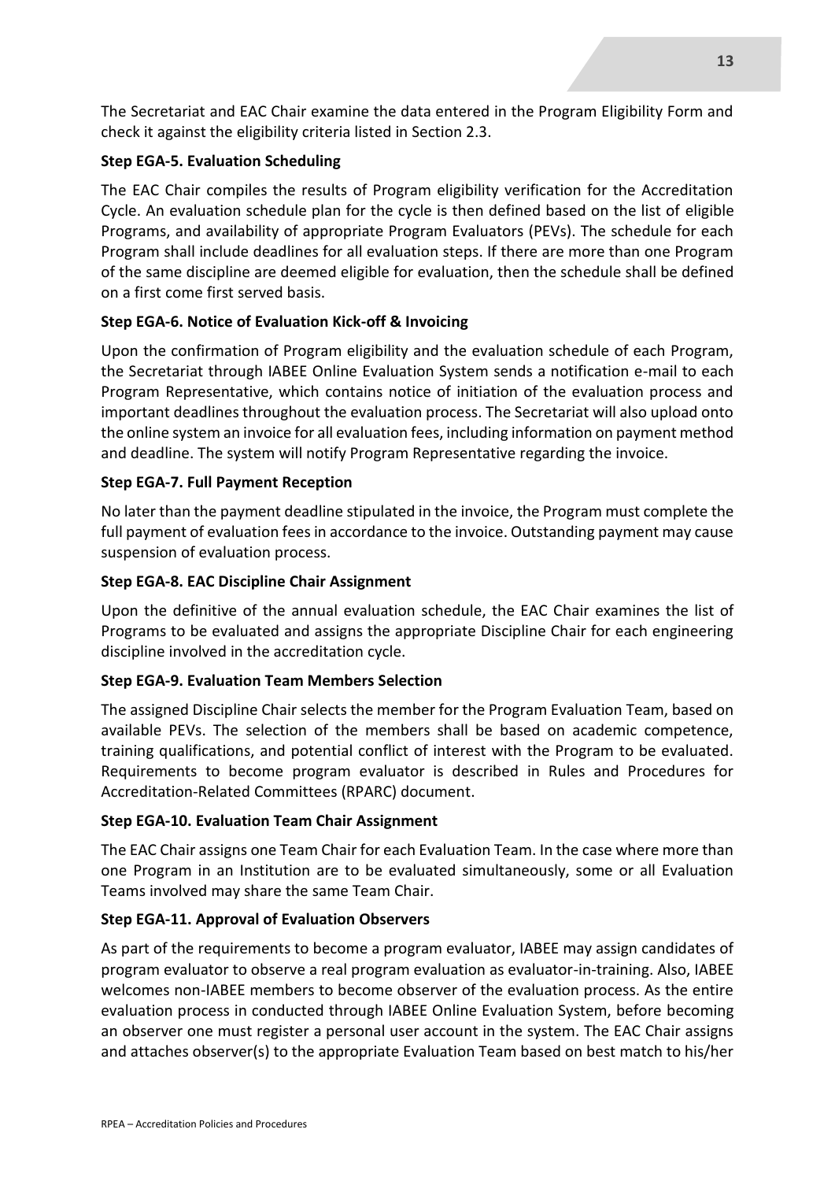The Secretariat and EAC Chair examine the data entered in the Program Eligibility Form and check it against the eligibility criteria listed in Section 2.3.

**Step EGA-5. Evaluation Scheduling**

The EAC Chair compiles the results of Program eligibility verification for the Accreditation Cycle. An evaluation schedule plan for the cycle is then defined based on the list of eligible Programs, and availability of appropriate Program Evaluators (PEVs). The schedule for each Program shall include deadlines for all evaluation steps. If there are more than one Program of the same discipline are deemed eligible for evaluation, then the schedule shall be defined on a first come first served basis.

**Step EGA-6. Notice of Evaluation Kick-off & Invoicing**

Upon the confirmation of Program eligibility and the evaluation schedule of each Program, the Secretariat through IABEE Online Evaluation System sends a notification e-mail to each Program Representative, which contains notice of initiation of the evaluation process and important deadlines throughout the evaluation process. The Secretariat will also upload onto the online system an invoice for all evaluation fees, including information on payment method and deadline. The system will notify Program Representative regarding the invoice.

**Step EGA-7. Full Payment Reception**

No later than the payment deadline stipulated in the invoice, the Program must complete the full payment of evaluation fees in accordance to the invoice. Outstanding payment may cause suspension of evaluation process.

**Step EGA-8. EAC Discipline Chair Assignment**

Upon the definitive of the annual evaluation schedule, the EAC Chair examines the list of Programs to be evaluated and assigns the appropriate Discipline Chair for each engineering discipline involved in the accreditation cycle.

**Step EGA-9. Evaluation Team Members Selection**

The assigned Discipline Chair selects the member for the Program Evaluation Team, based on available PEVs. The selection of the members shall be based on academic competence, training qualifications, and potential conflict of interest with the Program to be evaluated. Requirements to become program evaluator is described in Rules and Procedures for Accreditation-Related Committees (RPARC) document.

**Step EGA-10. Evaluation Team Chair Assignment**

The EAC Chair assigns one Team Chair for each Evaluation Team. In the case where more than one Program in an Institution are to be evaluated simultaneously, some or all Evaluation Teams involved may share the same Team Chair.

**Step EGA-11. Approval of Evaluation Observers**

As part of the requirements to become a program evaluator, IABEE may assign candidates of program evaluator to observe a real program evaluation as evaluator-in-training. Also, IABEE welcomes non-IABEE members to become observer of the evaluation process. As the entire evaluation process in conducted through IABEE Online Evaluation System, before becoming an observer one must register a personal user account in the system. The EAC Chair assigns and attaches observer(s) to the appropriate Evaluation Team based on best match to his/her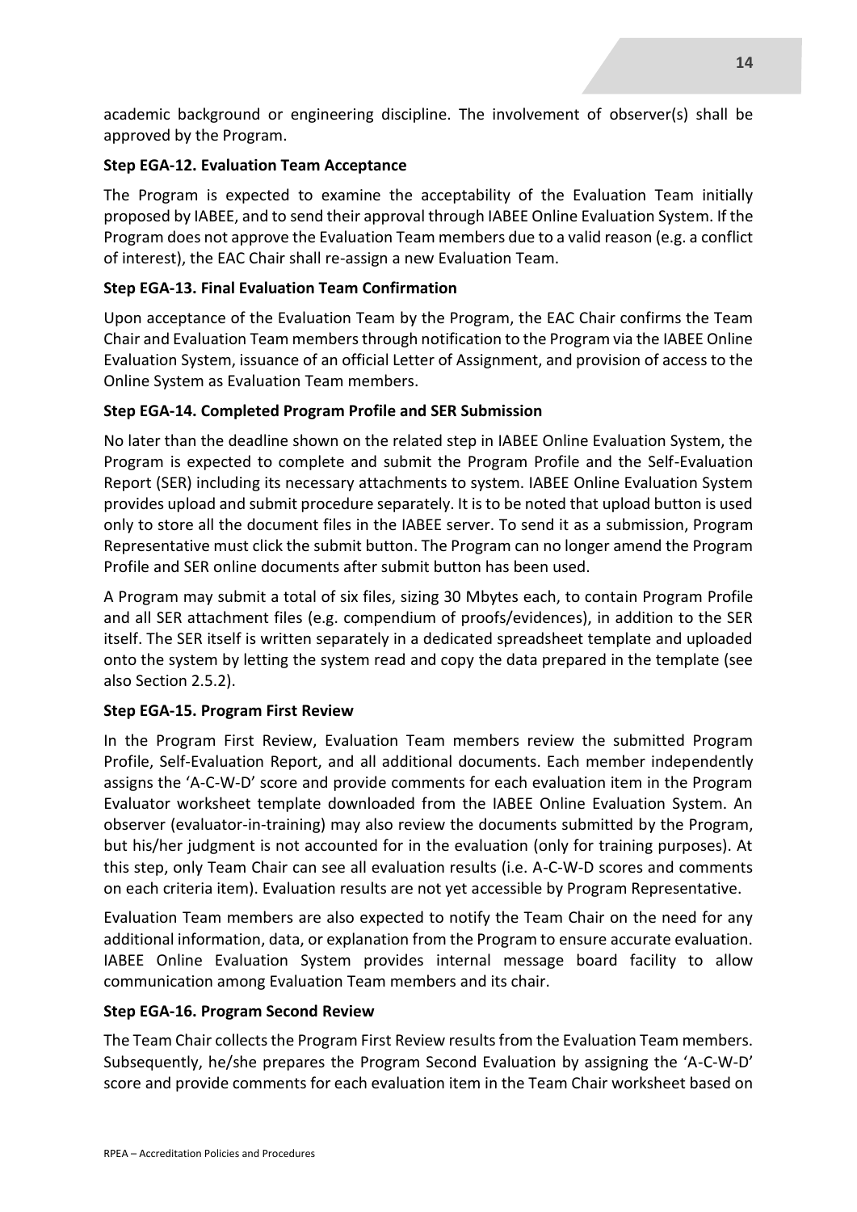academic background or engineering discipline. The involvement of observer(s) shall be approved by the Program.

**Step EGA-12. Evaluation Team Acceptance**

The Program is expected to examine the acceptability of the Evaluation Team initially proposed by IABEE, and to send their approval through IABEE Online Evaluation System. If the Program does not approve the Evaluation Team members due to a valid reason (e.g. a conflict of interest), the EAC Chair shall re-assign a new Evaluation Team.

**Step EGA-13. Final Evaluation Team Confirmation**

Upon acceptance of the Evaluation Team by the Program, the EAC Chair confirms the Team Chair and Evaluation Team members through notification to the Program via the IABEE Online Evaluation System, issuance of an official Letter of Assignment, and provision of access to the Online System as Evaluation Team members.

**Step EGA-14. Completed Program Profile and SER Submission**

No later than the deadline shown on the related step in IABEE Online Evaluation System, the Program is expected to complete and submit the Program Profile and the Self-Evaluation Report (SER) including its necessary attachments to system. IABEE Online Evaluation System provides upload and submit procedure separately. It is to be noted that upload button is used only to store all the document files in the IABEE server. To send it as a submission, Program Representative must click the submit button. The Program can no longer amend the Program Profile and SER online documents after submit button has been used.

A Program may submit a total of six files, sizing 30 Mbytes each, to contain Program Profile and all SER attachment files (e.g. compendium of proofs/evidences), in addition to the SER itself. The SER itself is written separately in a dedicated spreadsheet template and uploaded onto the system by letting the system read and copy the data prepared in the template (see also Section 2.5.2).

**Step EGA-15. Program First Review**

In the Program First Review, Evaluation Team members review the submitted Program Profile, Self-Evaluation Report, and all additional documents. Each member independently assigns the 'A-C-W-D' score and provide comments for each evaluation item in the Program Evaluator worksheet template downloaded from the IABEE Online Evaluation System. An observer (evaluator-in-training) may also review the documents submitted by the Program, but his/her judgment is not accounted for in the evaluation (only for training purposes). At this step, only Team Chair can see all evaluation results (i.e. A-C-W-D scores and comments on each criteria item). Evaluation results are not yet accessible by Program Representative.

Evaluation Team members are also expected to notify the Team Chair on the need for any additional information, data, or explanation from the Program to ensure accurate evaluation. IABEE Online Evaluation System provides internal message board facility to allow communication among Evaluation Team members and its chair.

**Step EGA-16. Program Second Review**

The Team Chair collects the Program First Review results from the Evaluation Team members. Subsequently, he/she prepares the Program Second Evaluation by assigning the 'A-C-W-D' score and provide comments for each evaluation item in the Team Chair worksheet based on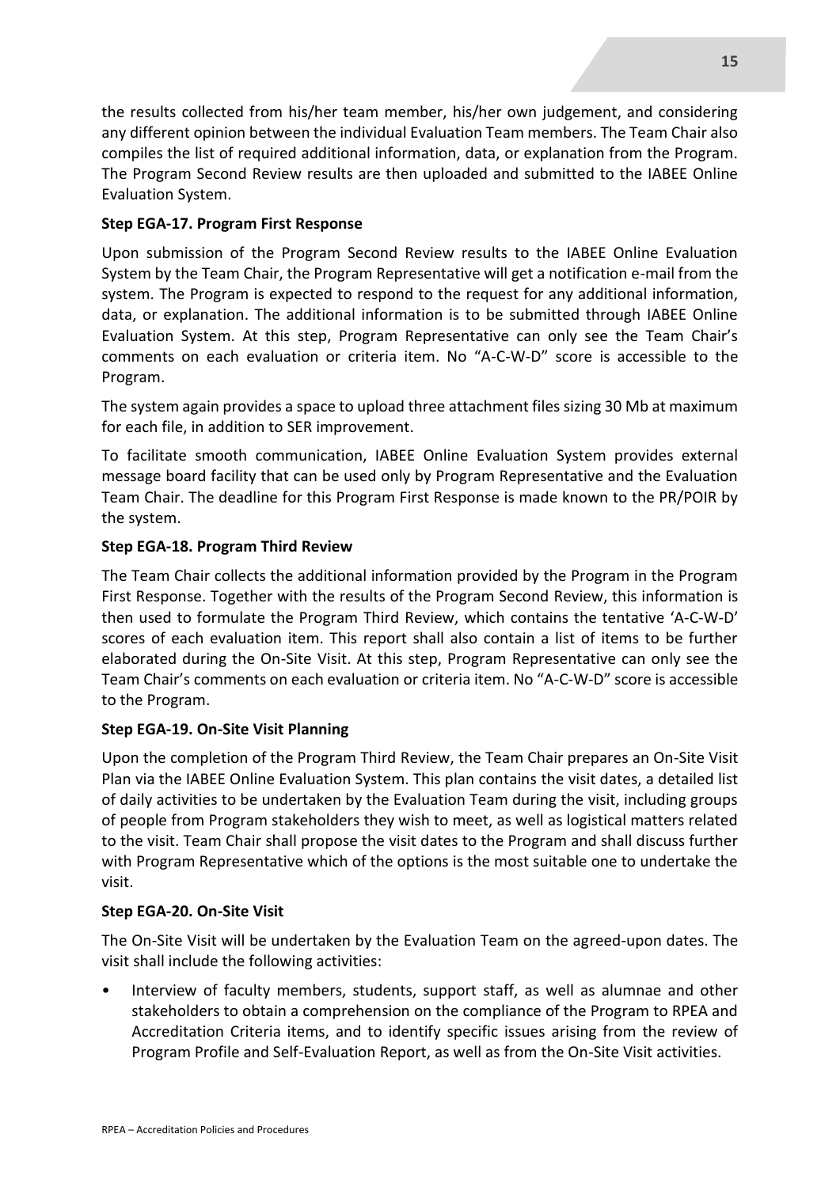the results collected from his/her team member, his/her own judgement, and considering any different opinion between the individual Evaluation Team members. The Team Chair also compiles the list of required additional information, data, or explanation from the Program. The Program Second Review results are then uploaded and submitted to the IABEE Online Evaluation System.

**Step EGA-17. Program First Response**

Upon submission of the Program Second Review results to the IABEE Online Evaluation System by the Team Chair, the Program Representative will get a notification e-mail from the system. The Program is expected to respond to the request for any additional information, data, or explanation. The additional information is to be submitted through IABEE Online Evaluation System. At this step, Program Representative can only see the Team Chair's comments on each evaluation or criteria item. No "A-C-W-D" score is accessible to the Program.

The system again provides a space to upload three attachment files sizing 30 Mb at maximum for each file, in addition to SER improvement.

To facilitate smooth communication, IABEE Online Evaluation System provides external message board facility that can be used only by Program Representative and the Evaluation Team Chair. The deadline for this Program First Response is made known to the PR/POIR by the system.

**Step EGA-18. Program Third Review**

The Team Chair collects the additional information provided by the Program in the Program First Response. Together with the results of the Program Second Review, this information is then used to formulate the Program Third Review, which contains the tentative 'A-C-W-D' scores of each evaluation item. This report shall also contain a list of items to be further elaborated during the On-Site Visit. At this step, Program Representative can only see the Team Chair's comments on each evaluation or criteria item. No "A-C-W-D" score is accessible to the Program.

**Step EGA-19. On-Site Visit Planning**

Upon the completion of the Program Third Review, the Team Chair prepares an On-Site Visit Plan via the IABEE Online Evaluation System. This plan contains the visit dates, a detailed list of daily activities to be undertaken by the Evaluation Team during the visit, including groups of people from Program stakeholders they wish to meet, as well as logistical matters related to the visit. Team Chair shall propose the visit dates to the Program and shall discuss further with Program Representative which of the options is the most suitable one to undertake the visit.

**Step EGA-20. On-Site Visit**

The On-Site Visit will be undertaken by the Evaluation Team on the agreed-upon dates. The visit shall include the following activities:

- Interview of faculty members, students, support staff, as well as alumnae and other stakeholders to obtain a comprehension on the compliance of the Program to RPEA and Accreditation Criteria items, and to identify specific issues arising from the review of Program Profile and Self-Evaluation Report, as well as from the On-Site Visit activities.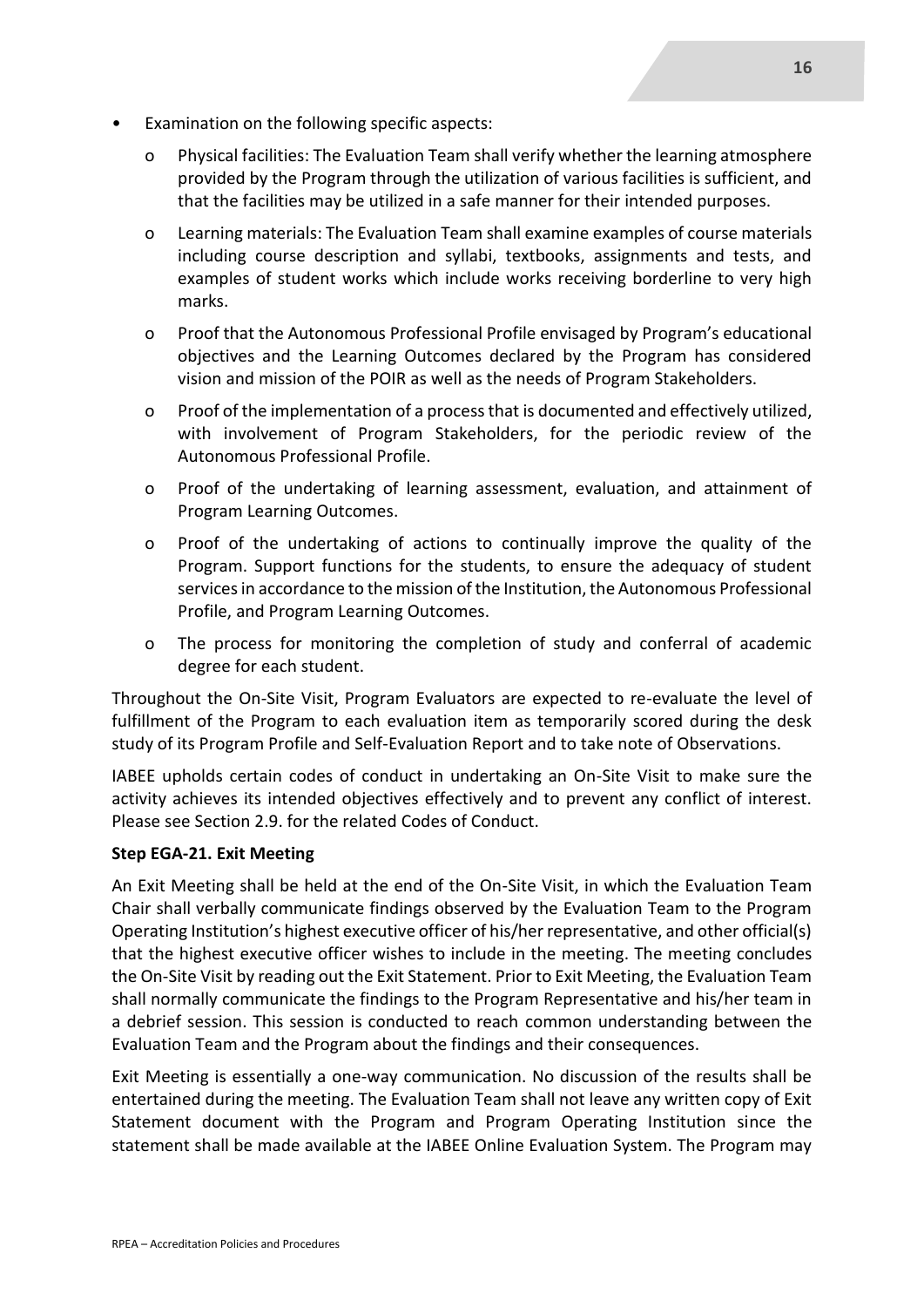- Examination on the following specific aspects:
  - Physical facilities: The Evaluation Team shall verify whether the learning atmosphere provided by the Program through the utilization of various facilities is sufficient, and that the facilities may be utilized in a safe manner for their intended purposes.
  - Learning materials: The Evaluation Team shall examine examples of course materials including course description and syllabi, textbooks, assignments and tests, and examples of student works which include works receiving borderline to very high marks.
  - Proof that the Autonomous Professional Profile envisaged by Program's educational objectives and the Learning Outcomes declared by the Program has considered vision and mission of the POIR as well as the needs of Program Stakeholders.
  - Proof of the implementation of a process that is documented and effectively utilized, with involvement of Program Stakeholders, for the periodic review of the Autonomous Professional Profile.
  - Proof of the undertaking of learning assessment, evaluation, and attainment of Program Learning Outcomes.
  - Proof of the undertaking of actions to continually improve the quality of the Program. Support functions for the students, to ensure the adequacy of student services in accordance to the mission of the Institution, the Autonomous Professional Profile, and Program Learning Outcomes.
  - The process for monitoring the completion of study and conferral of academic degree for each student.

Throughout the On-Site Visit, Program Evaluators are expected to re-evaluate the level of fulfillment of the Program to each evaluation item as temporarily scored during the desk study of its Program Profile and Self-Evaluation Report and to take note of Observations.

IABEE upholds certain codes of conduct in undertaking an On-Site Visit to make sure the activity achieves its intended objectives effectively and to prevent any conflict of interest. Please see Section 2.9. for the related Codes of Conduct.

**Step EGA-21. Exit Meeting**

An Exit Meeting shall be held at the end of the On-Site Visit, in which the Evaluation Team Chair shall verbally communicate findings observed by the Evaluation Team to the Program Operating Institution's highest executive officer of his/her representative, and other official(s) that the highest executive officer wishes to include in the meeting. The meeting concludes the On-Site Visit by reading out the Exit Statement. Prior to Exit Meeting, the Evaluation Team shall normally communicate the findings to the Program Representative and his/her team in a debrief session. This session is conducted to reach common understanding between the Evaluation Team and the Program about the findings and their consequences.

Exit Meeting is essentially a one-way communication. No discussion of the results shall be entertained during the meeting. The Evaluation Team shall not leave any written copy of Exit Statement document with the Program and Program Operating Institution since the statement shall be made available at the IABEE Online Evaluation System. The Program may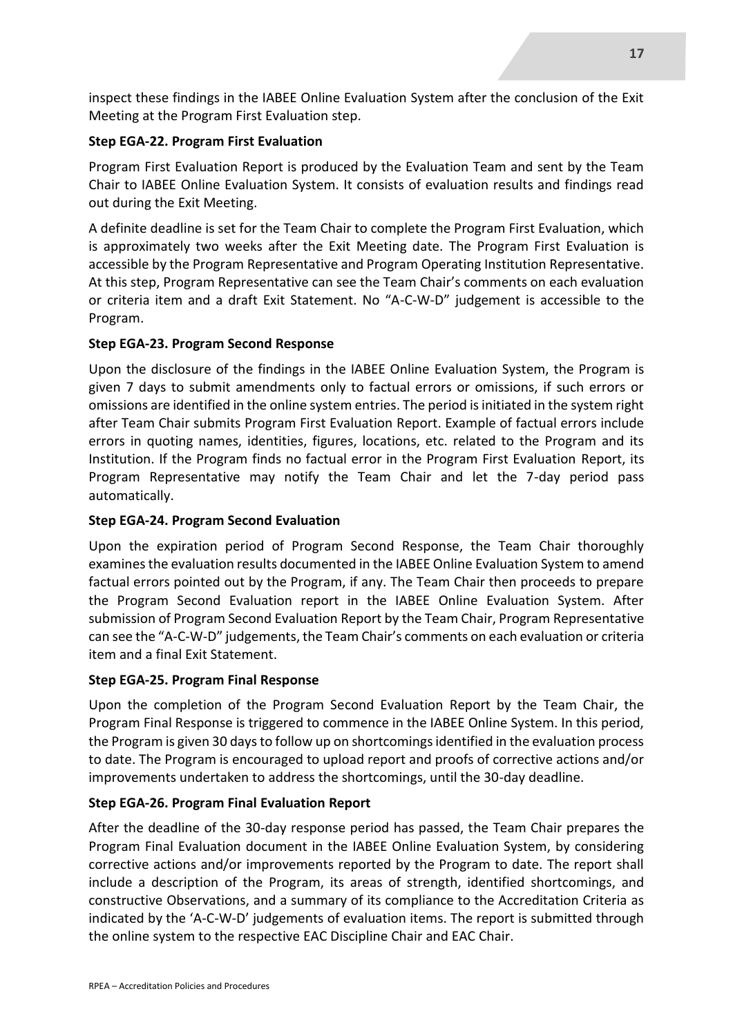inspect these findings in the IABEE Online Evaluation System after the conclusion of the Exit Meeting at the Program First Evaluation step.

**Step EGA-22. Program First Evaluation**

Program First Evaluation Report is produced by the Evaluation Team and sent by the Team Chair to IABEE Online Evaluation System. It consists of evaluation results and findings read out during the Exit Meeting.

A definite deadline is set for the Team Chair to complete the Program First Evaluation, which is approximately two weeks after the Exit Meeting date. The Program First Evaluation is accessible by the Program Representative and Program Operating Institution Representative. At this step, Program Representative can see the Team Chair's comments on each evaluation or criteria item and a draft Exit Statement. No "A-C-W-D" judgement is accessible to the Program.

**Step EGA-23. Program Second Response**

Upon the disclosure of the findings in the IABEE Online Evaluation System, the Program is given 7 days to submit amendments only to factual errors or omissions, if such errors or omissions are identified in the online system entries. The period is initiated in the system right after Team Chair submits Program First Evaluation Report. Example of factual errors include errors in quoting names, identities, figures, locations, etc. related to the Program and its Institution. If the Program finds no factual error in the Program First Evaluation Report, its Program Representative may notify the Team Chair and let the 7-day period pass automatically.

**Step EGA-24. Program Second Evaluation**

Upon the expiration period of Program Second Response, the Team Chair thoroughly examines the evaluation results documented in the IABEE Online Evaluation System to amend factual errors pointed out by the Program, if any. The Team Chair then proceeds to prepare the Program Second Evaluation report in the IABEE Online Evaluation System. After submission of Program Second Evaluation Report by the Team Chair, Program Representative can see the "A-C-W-D" judgements, the Team Chair's comments on each evaluation or criteria item and a final Exit Statement.

**Step EGA-25. Program Final Response**

Upon the completion of the Program Second Evaluation Report by the Team Chair, the Program Final Response is triggered to commence in the IABEE Online System. In this period, the Program is given 30 days to follow up on shortcomings identified in the evaluation process to date. The Program is encouraged to upload report and proofs of corrective actions and/or improvements undertaken to address the shortcomings, until the 30-day deadline.

**Step EGA-26. Program Final Evaluation Report**

After the deadline of the 30-day response period has passed, the Team Chair prepares the Program Final Evaluation document in the IABEE Online Evaluation System, by considering corrective actions and/or improvements reported by the Program to date. The report shall include a description of the Program, its areas of strength, identified shortcomings, and constructive Observations, and a summary of its compliance to the Accreditation Criteria as indicated by the 'A-C-W-D' judgements of evaluation items. The report is submitted through the online system to the respective EAC Discipline Chair and EAC Chair.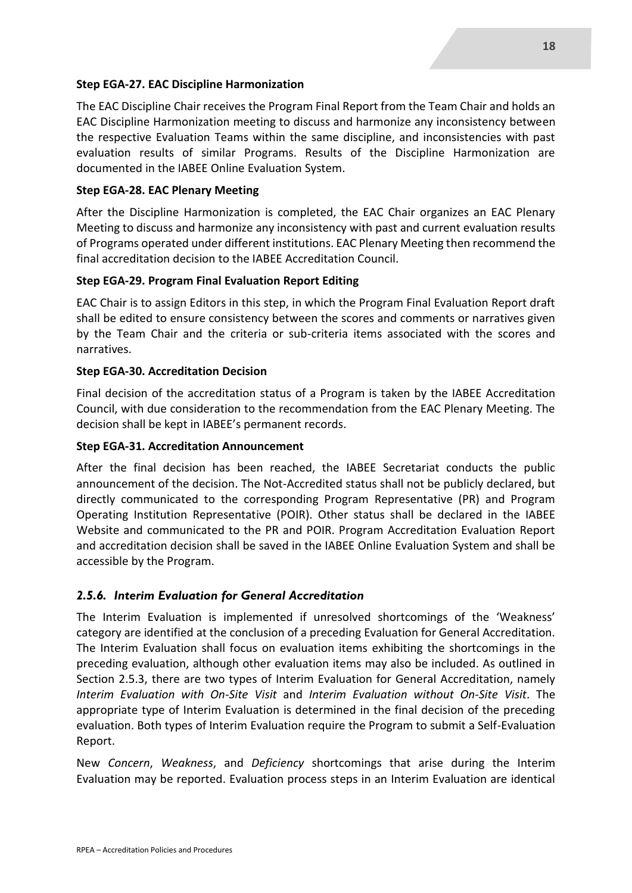**Step EGA-27. EAC Discipline Harmonization**

The EAC Discipline Chair receives the Program Final Report from the Team Chair and holds an EAC Discipline Harmonization meeting to discuss and harmonize any inconsistency between the respective Evaluation Teams within the same discipline, and inconsistencies with past evaluation results of similar Programs. Results of the Discipline Harmonization are documented in the IABEE Online Evaluation System.

**Step EGA-28. EAC Plenary Meeting**

After the Discipline Harmonization is completed, the EAC Chair organizes an EAC Plenary Meeting to discuss and harmonize any inconsistency with past and current evaluation results of Programs operated under different institutions. EAC Plenary Meeting then recommend the final accreditation decision to the IABEE Accreditation Council.

**Step EGA-29. Program Final Evaluation Report Editing**

EAC Chair is to assign Editors in this step, in which the Program Final Evaluation Report draft shall be edited to ensure consistency between the scores and comments or narratives given by the Team Chair and the criteria or sub-criteria items associated with the scores and narratives.

**Step EGA-30. Accreditation Decision**

Final decision of the accreditation status of a Program is taken by the IABEE Accreditation Council, with due consideration to the recommendation from the EAC Plenary Meeting. The decision shall be kept in IABEE's permanent records.

**Step EGA-31. Accreditation Announcement**

After the final decision has been reached, the IABEE Secretariat conducts the public announcement of the decision. The Not-Accredited status shall not be publicly declared, but directly communicated to the corresponding Program Representative (PR) and Program Operating Institution Representative (POIR). Other status shall be declared in the IABEE Website and communicated to the PR and POIR. Program Accreditation Evaluation Report and accreditation decision shall be saved in the IABEE Online Evaluation System and shall be accessible by the Program.

### *2.5.6. Interim Evaluation for General Accreditation*

The Interim Evaluation is implemented if unresolved shortcomings of the 'Weakness' category are identified at the conclusion of a preceding Evaluation for General Accreditation. The Interim Evaluation shall focus on evaluation items exhibiting the shortcomings in the preceding evaluation, although other evaluation items may also be included. As outlined in Section 2.5.3, there are two types of Interim Evaluation for General Accreditation, namely *Interim Evaluation with On-Site Visit* and *Interim Evaluation without On-Site Visit*. The appropriate type of Interim Evaluation is determined in the final decision of the preceding evaluation. Both types of Interim Evaluation require the Program to submit a Self-Evaluation Report.

New *Concern*, *Weakness*, and *Deficiency* shortcomings that arise during the Interim Evaluation may be reported. Evaluation process steps in an Interim Evaluation are identical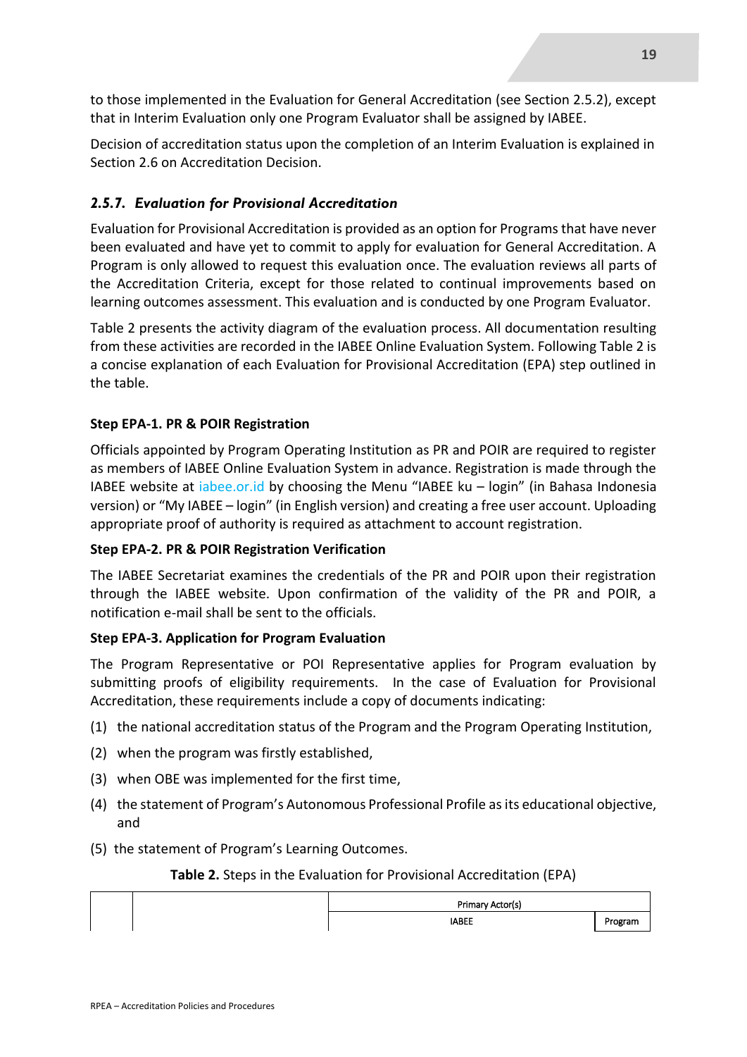to those implemented in the Evaluation for General Accreditation (see Section 2.5.2), except that in Interim Evaluation only one Program Evaluator shall be assigned by IABEE.

Decision of accreditation status upon the completion of an Interim Evaluation is explained in Section 2.6 on Accreditation Decision.

### *2.5.7. Evaluation for Provisional Accreditation*

Evaluation for Provisional Accreditation is provided as an option for Programs that have never been evaluated and have yet to commit to apply for evaluation for General Accreditation. A Program is only allowed to request this evaluation once. The evaluation reviews all parts of the Accreditation Criteria, except for those related to continual improvements based on learning outcomes assessment. This evaluation and is conducted by one Program Evaluator.

Table 2 presents the activity diagram of the evaluation process. All documentation resulting from these activities are recorded in the IABEE Online Evaluation System. Following Table 2 is a concise explanation of each Evaluation for Provisional Accreditation (EPA) step outlined in the table.

**Step EPA-1. PR & POIR Registration**

Officials appointed by Program Operating Institution as PR and POIR are required to register as members of IABEE Online Evaluation System in advance. Registration is made through the IABEE website at iabee.or.id by choosing the Menu "IABEE ku – login" (in Bahasa Indonesia version) or "My IABEE – login" (in English version) and creating a free user account. Uploading appropriate proof of authority is required as attachment to account registration.

**Step EPA-2. PR & POIR Registration Verification**

The IABEE Secretariat examines the credentials of the PR and POIR upon their registration through the IABEE website. Upon confirmation of the validity of the PR and POIR, a notification e-mail shall be sent to the officials.

**Step EPA-3. Application for Program Evaluation**

The Program Representative or POI Representative applies for Program evaluation by submitting proofs of eligibility requirements. In the case of Evaluation for Provisional Accreditation, these requirements include a copy of documents indicating:

(1) the national accreditation status of the Program and the Program Operating Institution,

(2) when the program was firstly established,

(3) when OBE was implemented for the first time,

(4) the statement of Program's Autonomous Professional Profile as its educational objective, and

(5) the statement of Program's Learning Outcomes.

**Table 2.** Steps in the Evaluation for Provisional Accreditation (EPA)

| | | Primary Actor(s) | |
|---|---|---|---|
| | | IABEE | Program |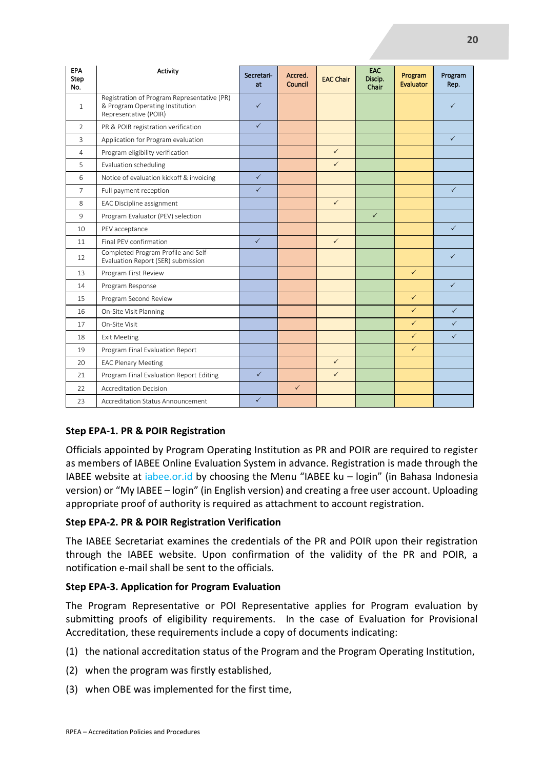| EPA Step No. | Activity | Secretari-at | Accred. Council | EAC Chair | EAC Discip. Chair | Program Evaluator | Program Rep. |
|---|---|---|---|---|---|---|---|
| 1 | Registration of Program Representative (PR) & Program Operating Institution Representative (POIR) | ✓ | | | | | ✓ |
| 2 | PR & POIR registration verification | ✓ | | | | | |
| 3 | Application for Program evaluation | | | | | | ✓ |
| 4 | Program eligibility verification | | | ✓ | | | |
| 5 | Evaluation scheduling | | | ✓ | | | |
| 6 | Notice of evaluation kickoff & invoicing | ✓ | | | | | |
| 7 | Full payment reception | ✓ | | | | | ✓ |
| 8 | EAC Discipline assignment | | | ✓ | | | |
| 9 | Program Evaluator (PEV) selection | | | | ✓ | | |
| 10 | PEV acceptance | | | | | | ✓ |
| 11 | Final PEV confirmation | ✓ | | ✓ | | | |
| 12 | Completed Program Profile and Self-Evaluation Report (SER) submission | | | | | | ✓ |
| 13 | Program First Review | | | | | ✓ | |
| 14 | Program Response | | | | | | ✓ |
| 15 | Program Second Review | | | | | ✓ | |
| 16 | On-Site Visit Planning | | | | | ✓ | ✓ |
| 17 | On-Site Visit | | | | | ✓ | ✓ |
| 18 | Exit Meeting | | | | | ✓ | ✓ |
| 19 | Program Final Evaluation Report | | | | | ✓ | |
| 20 | EAC Plenary Meeting | | | ✓ | | | |
| 21 | Program Final Evaluation Report Editing | ✓ | | ✓ | | | |
| 22 | Accreditation Decision | | ✓ | | | | |
| 23 | Accreditation Status Announcement | ✓ | | | | | |

### Step EPA-1. PR & POIR Registration

Officials appointed by Program Operating Institution as PR and POIR are required to register as members of IABEE Online Evaluation System in advance. Registration is made through the IABEE website at iabee.or.id by choosing the Menu "IABEE ku – login" (in Bahasa Indonesia version) or "My IABEE – login" (in English version) and creating a free user account. Uploading appropriate proof of authority is required as attachment to account registration.

### Step EPA-2. PR & POIR Registration Verification

The IABEE Secretariat examines the credentials of the PR and POIR upon their registration through the IABEE website. Upon confirmation of the validity of the PR and POIR, a notification e-mail shall be sent to the officials.

### Step EPA-3. Application for Program Evaluation

The Program Representative or POI Representative applies for Program evaluation by submitting proofs of eligibility requirements. In the case of Evaluation for Provisional Accreditation, these requirements include a copy of documents indicating:

(1) the national accreditation status of the Program and the Program Operating Institution,

(2) when the program was firstly established,

(3) when OBE was implemented for the first time,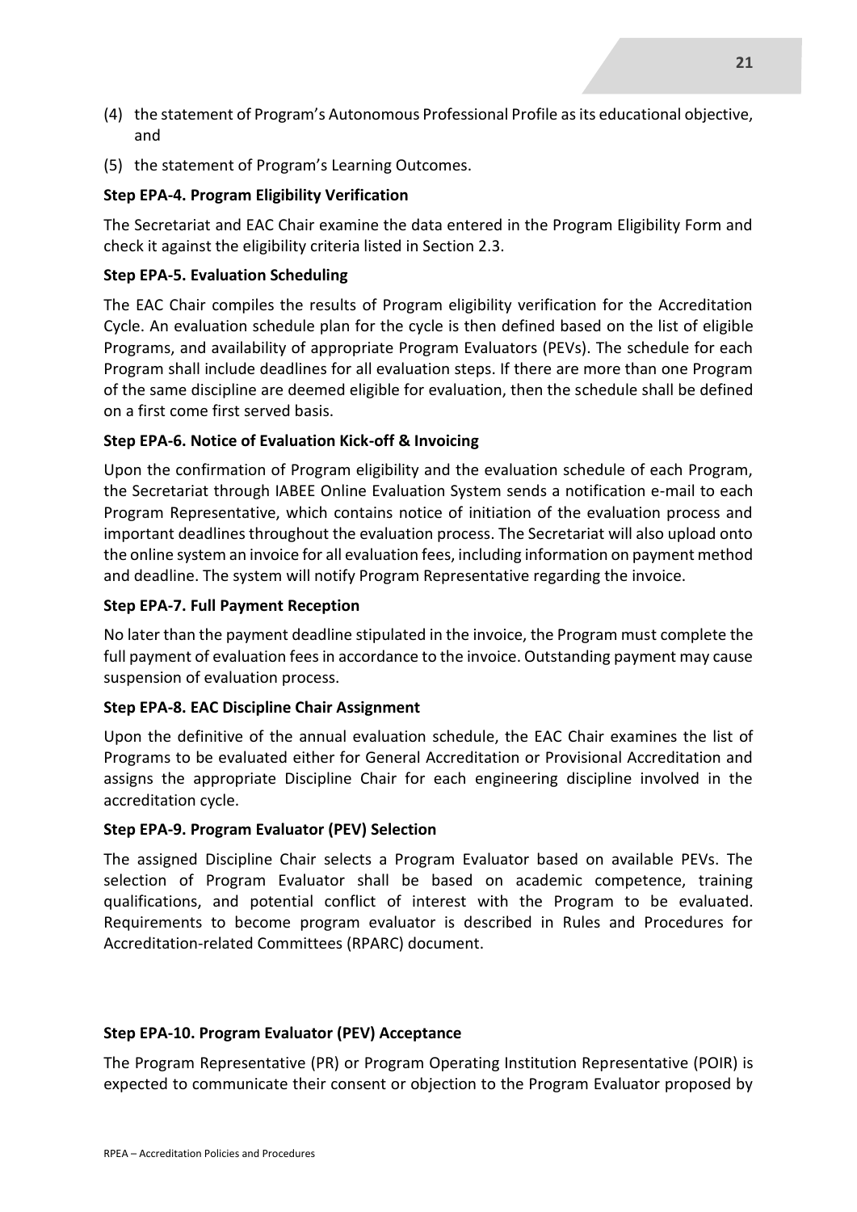(4) the statement of Program's Autonomous Professional Profile as its educational objective, and

(5) the statement of Program's Learning Outcomes.

**Step EPA-4. Program Eligibility Verification**

The Secretariat and EAC Chair examine the data entered in the Program Eligibility Form and check it against the eligibility criteria listed in Section 2.3.

**Step EPA-5. Evaluation Scheduling**

The EAC Chair compiles the results of Program eligibility verification for the Accreditation Cycle. An evaluation schedule plan for the cycle is then defined based on the list of eligible Programs, and availability of appropriate Program Evaluators (PEVs). The schedule for each Program shall include deadlines for all evaluation steps. If there are more than one Program of the same discipline are deemed eligible for evaluation, then the schedule shall be defined on a first come first served basis.

**Step EPA-6. Notice of Evaluation Kick-off & Invoicing**

Upon the confirmation of Program eligibility and the evaluation schedule of each Program, the Secretariat through IABEE Online Evaluation System sends a notification e-mail to each Program Representative, which contains notice of initiation of the evaluation process and important deadlines throughout the evaluation process. The Secretariat will also upload onto the online system an invoice for all evaluation fees, including information on payment method and deadline. The system will notify Program Representative regarding the invoice.

**Step EPA-7. Full Payment Reception**

No later than the payment deadline stipulated in the invoice, the Program must complete the full payment of evaluation fees in accordance to the invoice. Outstanding payment may cause suspension of evaluation process.

**Step EPA-8. EAC Discipline Chair Assignment**

Upon the definitive of the annual evaluation schedule, the EAC Chair examines the list of Programs to be evaluated either for General Accreditation or Provisional Accreditation and assigns the appropriate Discipline Chair for each engineering discipline involved in the accreditation cycle.

**Step EPA-9. Program Evaluator (PEV) Selection**

The assigned Discipline Chair selects a Program Evaluator based on available PEVs. The selection of Program Evaluator shall be based on academic competence, training qualifications, and potential conflict of interest with the Program to be evaluated. Requirements to become program evaluator is described in Rules and Procedures for Accreditation-related Committees (RPARC) document.

**Step EPA-10. Program Evaluator (PEV) Acceptance**

The Program Representative (PR) or Program Operating Institution Representative (POIR) is expected to communicate their consent or objection to the Program Evaluator proposed by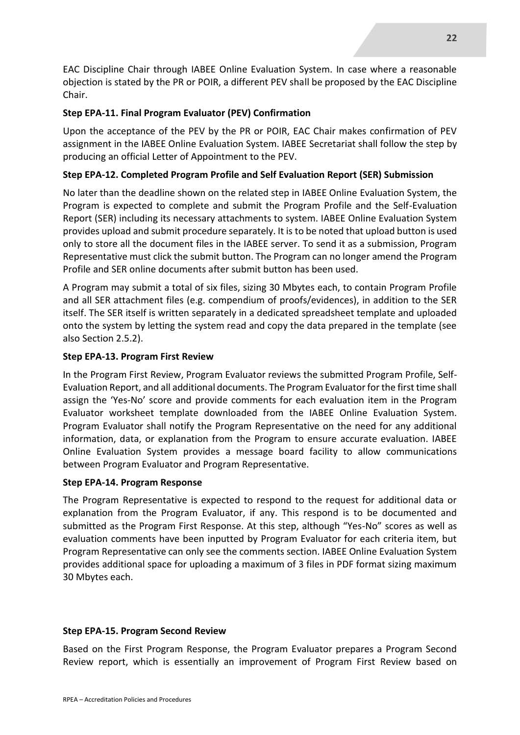EAC Discipline Chair through IABEE Online Evaluation System. In case where a reasonable objection is stated by the PR or POIR, a different PEV shall be proposed by the EAC Discipline Chair.

**Step EPA-11. Final Program Evaluator (PEV) Confirmation**

Upon the acceptance of the PEV by the PR or POIR, EAC Chair makes confirmation of PEV assignment in the IABEE Online Evaluation System. IABEE Secretariat shall follow the step by producing an official Letter of Appointment to the PEV.

**Step EPA-12. Completed Program Profile and Self Evaluation Report (SER) Submission**

No later than the deadline shown on the related step in IABEE Online Evaluation System, the Program is expected to complete and submit the Program Profile and the Self-Evaluation Report (SER) including its necessary attachments to system. IABEE Online Evaluation System provides upload and submit procedure separately. It is to be noted that upload button is used only to store all the document files in the IABEE server. To send it as a submission, Program Representative must click the submit button. The Program can no longer amend the Program Profile and SER online documents after submit button has been used.

A Program may submit a total of six files, sizing 30 Mbytes each, to contain Program Profile and all SER attachment files (e.g. compendium of proofs/evidences), in addition to the SER itself. The SER itself is written separately in a dedicated spreadsheet template and uploaded onto the system by letting the system read and copy the data prepared in the template (see also Section 2.5.2).

**Step EPA-13. Program First Review**

In the Program First Review, Program Evaluator reviews the submitted Program Profile, Self-Evaluation Report, and all additional documents. The Program Evaluator for the first time shall assign the 'Yes-No' score and provide comments for each evaluation item in the Program Evaluator worksheet template downloaded from the IABEE Online Evaluation System. Program Evaluator shall notify the Program Representative on the need for any additional information, data, or explanation from the Program to ensure accurate evaluation. IABEE Online Evaluation System provides a message board facility to allow communications between Program Evaluator and Program Representative.

**Step EPA-14. Program Response**

The Program Representative is expected to respond to the request for additional data or explanation from the Program Evaluator, if any. This respond is to be documented and submitted as the Program First Response. At this step, although "Yes-No" scores as well as evaluation comments have been inputted by Program Evaluator for each criteria item, but Program Representative can only see the comments section. IABEE Online Evaluation System provides additional space for uploading a maximum of 3 files in PDF format sizing maximum 30 Mbytes each.

**Step EPA-15. Program Second Review**

Based on the First Program Response, the Program Evaluator prepares a Program Second Review report, which is essentially an improvement of Program First Review based on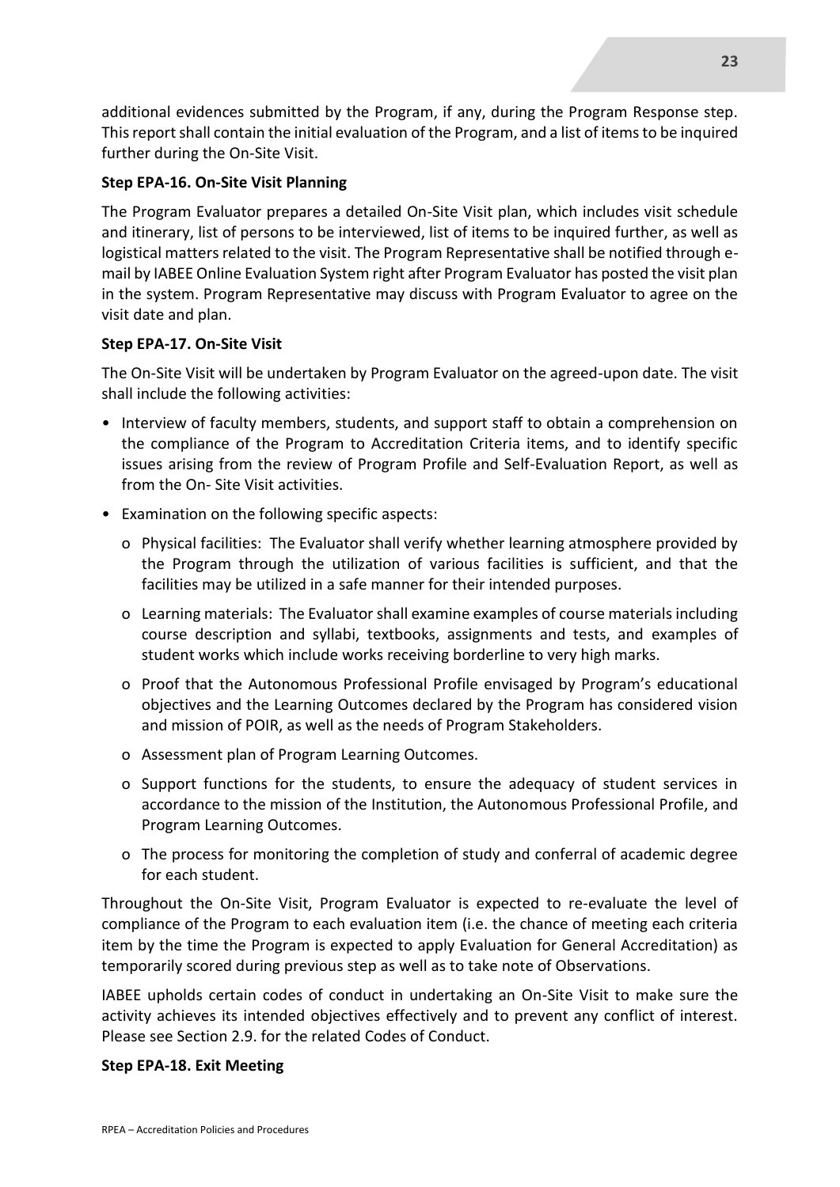additional evidences submitted by the Program, if any, during the Program Response step. This report shall contain the initial evaluation of the Program, and a list of items to be inquired further during the On-Site Visit.

**Step EPA-16. On-Site Visit Planning**

The Program Evaluator prepares a detailed On-Site Visit plan, which includes visit schedule and itinerary, list of persons to be interviewed, list of items to be inquired further, as well as logistical matters related to the visit. The Program Representative shall be notified through e-mail by IABEE Online Evaluation System right after Program Evaluator has posted the visit plan in the system. Program Representative may discuss with Program Evaluator to agree on the visit date and plan.

**Step EPA-17. On-Site Visit**

The On-Site Visit will be undertaken by Program Evaluator on the agreed-upon date. The visit shall include the following activities:

- Interview of faculty members, students, and support staff to obtain a comprehension on the compliance of the Program to Accreditation Criteria items, and to identify specific issues arising from the review of Program Profile and Self-Evaluation Report, as well as from the On- Site Visit activities.
- Examination on the following specific aspects:
  - Physical facilities: The Evaluator shall verify whether learning atmosphere provided by the Program through the utilization of various facilities is sufficient, and that the facilities may be utilized in a safe manner for their intended purposes.
  - Learning materials: The Evaluator shall examine examples of course materials including course description and syllabi, textbooks, assignments and tests, and examples of student works which include works receiving borderline to very high marks.
  - Proof that the Autonomous Professional Profile envisaged by Program's educational objectives and the Learning Outcomes declared by the Program has considered vision and mission of POIR, as well as the needs of Program Stakeholders.
  - Assessment plan of Program Learning Outcomes.
  - Support functions for the students, to ensure the adequacy of student services in accordance to the mission of the Institution, the Autonomous Professional Profile, and Program Learning Outcomes.
  - The process for monitoring the completion of study and conferral of academic degree for each student.

Throughout the On-Site Visit, Program Evaluator is expected to re-evaluate the level of compliance of the Program to each evaluation item (i.e. the chance of meeting each criteria item by the time the Program is expected to apply Evaluation for General Accreditation) as temporarily scored during previous step as well as to take note of Observations.

IABEE upholds certain codes of conduct in undertaking an On-Site Visit to make sure the activity achieves its intended objectives effectively and to prevent any conflict of interest. Please see Section 2.9. for the related Codes of Conduct.

**Step EPA-18. Exit Meeting**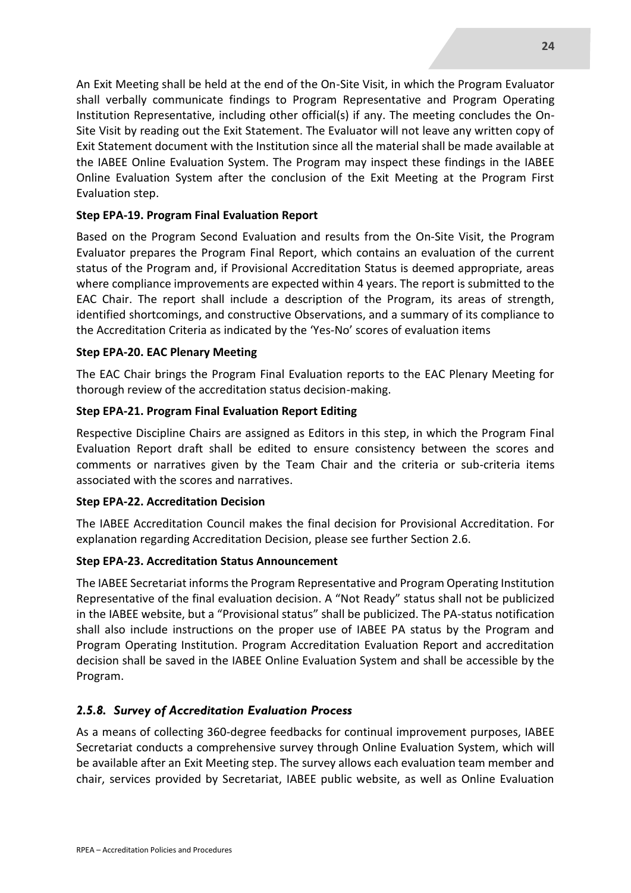An Exit Meeting shall be held at the end of the On-Site Visit, in which the Program Evaluator shall verbally communicate findings to Program Representative and Program Operating Institution Representative, including other official(s) if any. The meeting concludes the On-Site Visit by reading out the Exit Statement. The Evaluator will not leave any written copy of Exit Statement document with the Institution since all the material shall be made available at the IABEE Online Evaluation System. The Program may inspect these findings in the IABEE Online Evaluation System after the conclusion of the Exit Meeting at the Program First Evaluation step.

**Step EPA-19. Program Final Evaluation Report**

Based on the Program Second Evaluation and results from the On-Site Visit, the Program Evaluator prepares the Program Final Report, which contains an evaluation of the current status of the Program and, if Provisional Accreditation Status is deemed appropriate, areas where compliance improvements are expected within 4 years. The report is submitted to the EAC Chair. The report shall include a description of the Program, its areas of strength, identified shortcomings, and constructive Observations, and a summary of its compliance to the Accreditation Criteria as indicated by the 'Yes-No' scores of evaluation items

**Step EPA-20. EAC Plenary Meeting**

The EAC Chair brings the Program Final Evaluation reports to the EAC Plenary Meeting for thorough review of the accreditation status decision-making.

**Step EPA-21. Program Final Evaluation Report Editing**

Respective Discipline Chairs are assigned as Editors in this step, in which the Program Final Evaluation Report draft shall be edited to ensure consistency between the scores and comments or narratives given by the Team Chair and the criteria or sub-criteria items associated with the scores and narratives.

**Step EPA-22. Accreditation Decision**

The IABEE Accreditation Council makes the final decision for Provisional Accreditation. For explanation regarding Accreditation Decision, please see further Section 2.6.

**Step EPA-23. Accreditation Status Announcement**

The IABEE Secretariat informs the Program Representative and Program Operating Institution Representative of the final evaluation decision. A "Not Ready" status shall not be publicized in the IABEE website, but a "Provisional status" shall be publicized. The PA-status notification shall also include instructions on the proper use of IABEE PA status by the Program and Program Operating Institution. Program Accreditation Evaluation Report and accreditation decision shall be saved in the IABEE Online Evaluation System and shall be accessible by the Program.

### *2.5.8. Survey of Accreditation Evaluation Process*

As a means of collecting 360-degree feedbacks for continual improvement purposes, IABEE Secretariat conducts a comprehensive survey through Online Evaluation System, which will be available after an Exit Meeting step. The survey allows each evaluation team member and chair, services provided by Secretariat, IABEE public website, as well as Online Evaluation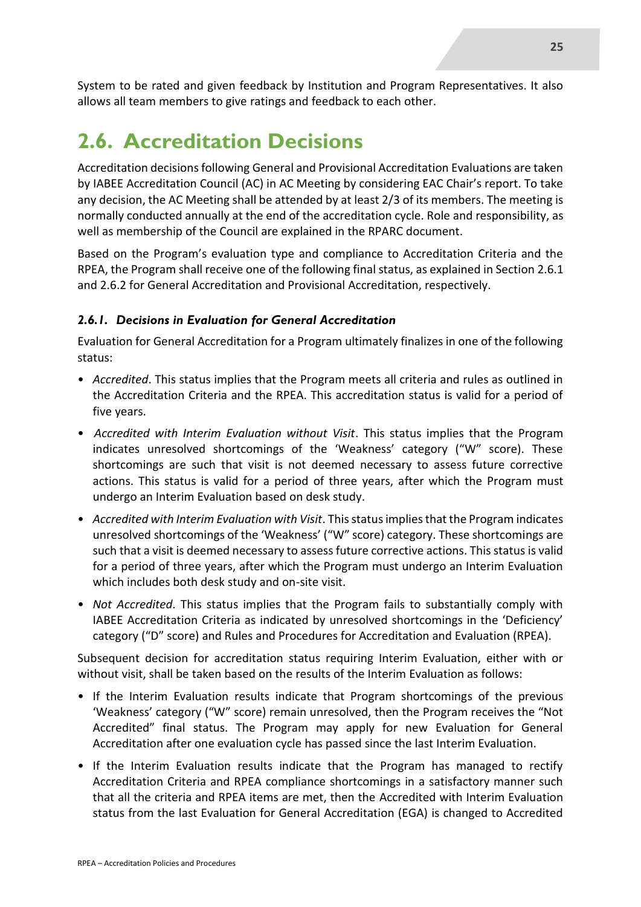System to be rated and given feedback by Institution and Program Representatives. It also allows all team members to give ratings and feedback to each other.

## 2.6. Accreditation Decisions

Accreditation decisions following General and Provisional Accreditation Evaluations are taken by IABEE Accreditation Council (AC) in AC Meeting by considering EAC Chair's report. To take any decision, the AC Meeting shall be attended by at least 2/3 of its members. The meeting is normally conducted annually at the end of the accreditation cycle. Role and responsibility, as well as membership of the Council are explained in the RPARC document.

Based on the Program's evaluation type and compliance to Accreditation Criteria and the RPEA, the Program shall receive one of the following final status, as explained in Section 2.6.1 and 2.6.2 for General Accreditation and Provisional Accreditation, respectively.

### *2.6.1. Decisions in Evaluation for General Accreditation*

Evaluation for General Accreditation for a Program ultimately finalizes in one of the following status:

- *Accredited*. This status implies that the Program meets all criteria and rules as outlined in the Accreditation Criteria and the RPEA. This accreditation status is valid for a period of five years.
- *Accredited with Interim Evaluation without Visit*. This status implies that the Program indicates unresolved shortcomings of the 'Weakness' category ("W" score). These shortcomings are such that visit is not deemed necessary to assess future corrective actions. This status is valid for a period of three years, after which the Program must undergo an Interim Evaluation based on desk study.
- *Accredited with Interim Evaluation with Visit*. This status implies that the Program indicates unresolved shortcomings of the 'Weakness' ("W" score) category. These shortcomings are such that a visit is deemed necessary to assess future corrective actions. This status is valid for a period of three years, after which the Program must undergo an Interim Evaluation which includes both desk study and on-site visit.
- *Not Accredited*. This status implies that the Program fails to substantially comply with IABEE Accreditation Criteria as indicated by unresolved shortcomings in the 'Deficiency' category ("D" score) and Rules and Procedures for Accreditation and Evaluation (RPEA).

Subsequent decision for accreditation status requiring Interim Evaluation, either with or without visit, shall be taken based on the results of the Interim Evaluation as follows:

- If the Interim Evaluation results indicate that Program shortcomings of the previous 'Weakness' category ("W" score) remain unresolved, then the Program receives the "Not Accredited" final status. The Program may apply for new Evaluation for General Accreditation after one evaluation cycle has passed since the last Interim Evaluation.
- If the Interim Evaluation results indicate that the Program has managed to rectify Accreditation Criteria and RPEA compliance shortcomings in a satisfactory manner such that all the criteria and RPEA items are met, then the Accredited with Interim Evaluation status from the last Evaluation for General Accreditation (EGA) is changed to Accredited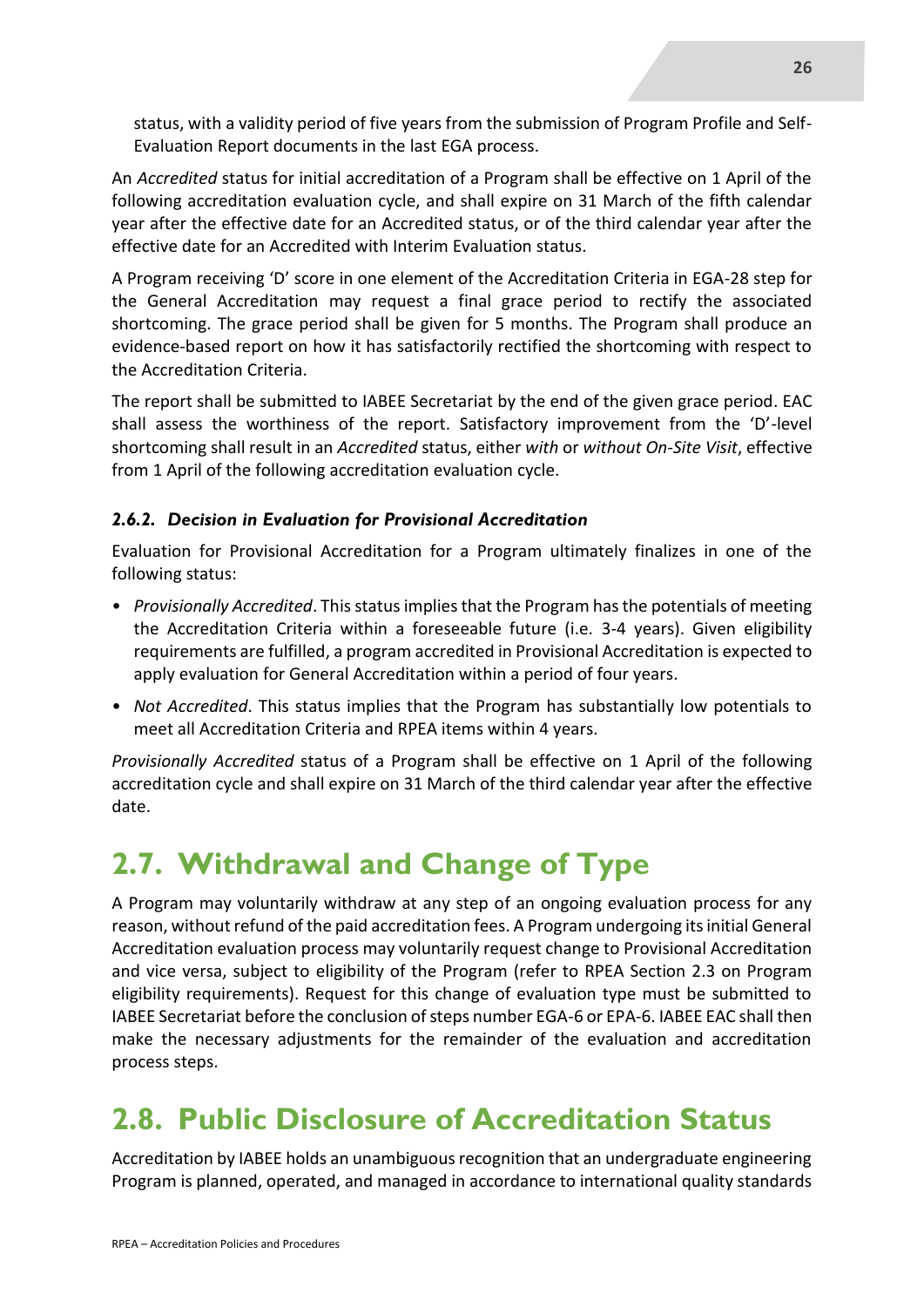status, with a validity period of five years from the submission of Program Profile and Self-Evaluation Report documents in the last EGA process.

An *Accredited* status for initial accreditation of a Program shall be effective on 1 April of the following accreditation evaluation cycle, and shall expire on 31 March of the fifth calendar year after the effective date for an Accredited status, or of the third calendar year after the effective date for an Accredited with Interim Evaluation status.

A Program receiving 'D' score in one element of the Accreditation Criteria in EGA-28 step for the General Accreditation may request a final grace period to rectify the associated shortcoming. The grace period shall be given for 5 months. The Program shall produce an evidence-based report on how it has satisfactorily rectified the shortcoming with respect to the Accreditation Criteria.

The report shall be submitted to IABEE Secretariat by the end of the given grace period. EAC shall assess the worthiness of the report. Satisfactory improvement from the 'D'-level shortcoming shall result in an *Accredited* status, either *with* or *without On-Site Visit*, effective from 1 April of the following accreditation evaluation cycle.

### *2.6.2. Decision in Evaluation for Provisional Accreditation*

Evaluation for Provisional Accreditation for a Program ultimately finalizes in one of the following status:

- *Provisionally Accredited*. This status implies that the Program has the potentials of meeting the Accreditation Criteria within a foreseeable future (i.e. 3-4 years). Given eligibility requirements are fulfilled, a program accredited in Provisional Accreditation is expected to apply evaluation for General Accreditation within a period of four years.
- *Not Accredited*. This status implies that the Program has substantially low potentials to meet all Accreditation Criteria and RPEA items within 4 years.

*Provisionally Accredited* status of a Program shall be effective on 1 April of the following accreditation cycle and shall expire on 31 March of the third calendar year after the effective date.

## 2.7. Withdrawal and Change of Type

A Program may voluntarily withdraw at any step of an ongoing evaluation process for any reason, without refund of the paid accreditation fees. A Program undergoing its initial General Accreditation evaluation process may voluntarily request change to Provisional Accreditation and vice versa, subject to eligibility of the Program (refer to RPEA Section 2.3 on Program eligibility requirements). Request for this change of evaluation type must be submitted to IABEE Secretariat before the conclusion of steps number EGA-6 or EPA-6. IABEE EAC shall then make the necessary adjustments for the remainder of the evaluation and accreditation process steps.

## 2.8. Public Disclosure of Accreditation Status

Accreditation by IABEE holds an unambiguous recognition that an undergraduate engineering Program is planned, operated, and managed in accordance to international quality standards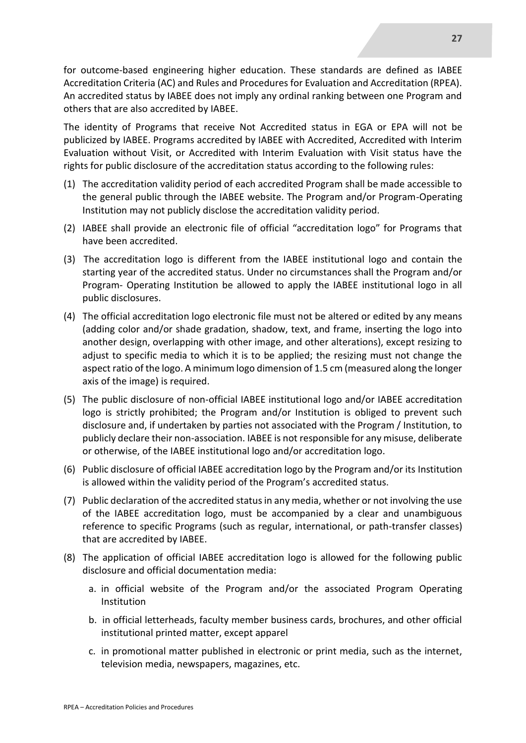for outcome-based engineering higher education. These standards are defined as IABEE Accreditation Criteria (AC) and Rules and Procedures for Evaluation and Accreditation (RPEA). An accredited status by IABEE does not imply any ordinal ranking between one Program and others that are also accredited by IABEE.

The identity of Programs that receive Not Accredited status in EGA or EPA will not be publicized by IABEE. Programs accredited by IABEE with Accredited, Accredited with Interim Evaluation without Visit, or Accredited with Interim Evaluation with Visit status have the rights for public disclosure of the accreditation status according to the following rules:

(1) The accreditation validity period of each accredited Program shall be made accessible to the general public through the IABEE website. The Program and/or Program-Operating Institution may not publicly disclose the accreditation validity period.

(2) IABEE shall provide an electronic file of official "accreditation logo" for Programs that have been accredited.

(3) The accreditation logo is different from the IABEE institutional logo and contain the starting year of the accredited status. Under no circumstances shall the Program and/or Program- Operating Institution be allowed to apply the IABEE institutional logo in all public disclosures.

(4) The official accreditation logo electronic file must not be altered or edited by any means (adding color and/or shade gradation, shadow, text, and frame, inserting the logo into another design, overlapping with other image, and other alterations), except resizing to adjust to specific media to which it is to be applied; the resizing must not change the aspect ratio of the logo. A minimum logo dimension of 1.5 cm (measured along the longer axis of the image) is required.

(5) The public disclosure of non-official IABEE institutional logo and/or IABEE accreditation logo is strictly prohibited; the Program and/or Institution is obliged to prevent such disclosure and, if undertaken by parties not associated with the Program / Institution, to publicly declare their non-association. IABEE is not responsible for any misuse, deliberate or otherwise, of the IABEE institutional logo and/or accreditation logo.

(6) Public disclosure of official IABEE accreditation logo by the Program and/or its Institution is allowed within the validity period of the Program's accredited status.

(7) Public declaration of the accredited status in any media, whether or not involving the use of the IABEE accreditation logo, must be accompanied by a clear and unambiguous reference to specific Programs (such as regular, international, or path-transfer classes) that are accredited by IABEE.

(8) The application of official IABEE accreditation logo is allowed for the following public disclosure and official documentation media:

   a. in official website of the Program and/or the associated Program Operating Institution

   b. in official letterheads, faculty member business cards, brochures, and other official institutional printed matter, except apparel

   c. in promotional matter published in electronic or print media, such as the internet, television media, newspapers, magazines, etc.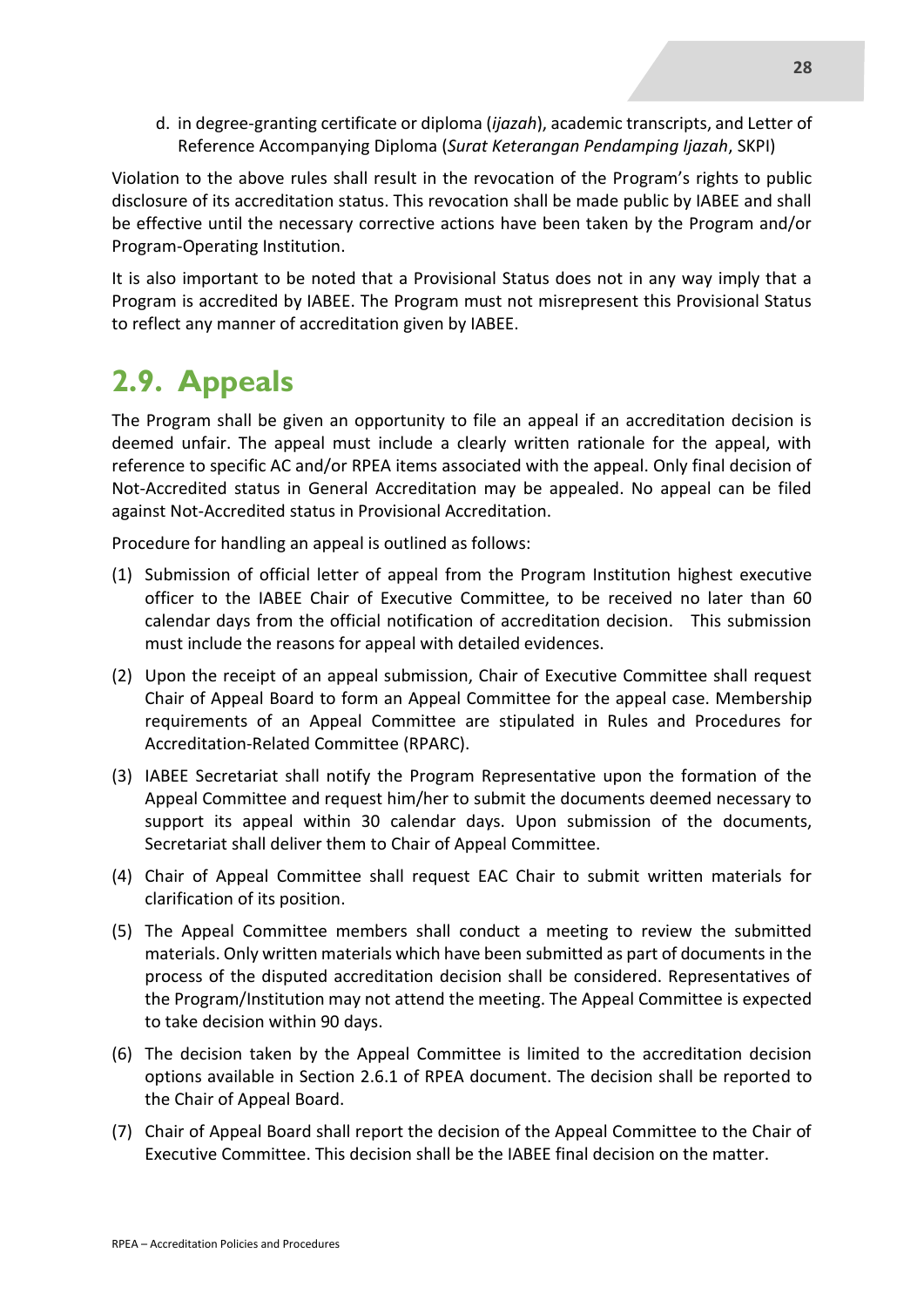d. in degree-granting certificate or diploma (*ijazah*), academic transcripts, and Letter of Reference Accompanying Diploma (*Surat Keterangan Pendamping Ijazah*, SKPI)

Violation to the above rules shall result in the revocation of the Program's rights to public disclosure of its accreditation status. This revocation shall be made public by IABEE and shall be effective until the necessary corrective actions have been taken by the Program and/or Program-Operating Institution.

It is also important to be noted that a Provisional Status does not in any way imply that a Program is accredited by IABEE. The Program must not misrepresent this Provisional Status to reflect any manner of accreditation given by IABEE.

## 2.9. Appeals

The Program shall be given an opportunity to file an appeal if an accreditation decision is deemed unfair. The appeal must include a clearly written rationale for the appeal, with reference to specific AC and/or RPEA items associated with the appeal. Only final decision of Not-Accredited status in General Accreditation may be appealed. No appeal can be filed against Not-Accredited status in Provisional Accreditation.

Procedure for handling an appeal is outlined as follows:

(1) Submission of official letter of appeal from the Program Institution highest executive officer to the IABEE Chair of Executive Committee, to be received no later than 60 calendar days from the official notification of accreditation decision. This submission must include the reasons for appeal with detailed evidences.

(2) Upon the receipt of an appeal submission, Chair of Executive Committee shall request Chair of Appeal Board to form an Appeal Committee for the appeal case. Membership requirements of an Appeal Committee are stipulated in Rules and Procedures for Accreditation-Related Committee (RPARC).

(3) IABEE Secretariat shall notify the Program Representative upon the formation of the Appeal Committee and request him/her to submit the documents deemed necessary to support its appeal within 30 calendar days. Upon submission of the documents, Secretariat shall deliver them to Chair of Appeal Committee.

(4) Chair of Appeal Committee shall request EAC Chair to submit written materials for clarification of its position.

(5) The Appeal Committee members shall conduct a meeting to review the submitted materials. Only written materials which have been submitted as part of documents in the process of the disputed accreditation decision shall be considered. Representatives of the Program/Institution may not attend the meeting. The Appeal Committee is expected to take decision within 90 days.

(6) The decision taken by the Appeal Committee is limited to the accreditation decision options available in Section 2.6.1 of RPEA document. The decision shall be reported to the Chair of Appeal Board.

(7) Chair of Appeal Board shall report the decision of the Appeal Committee to the Chair of Executive Committee. This decision shall be the IABEE final decision on the matter.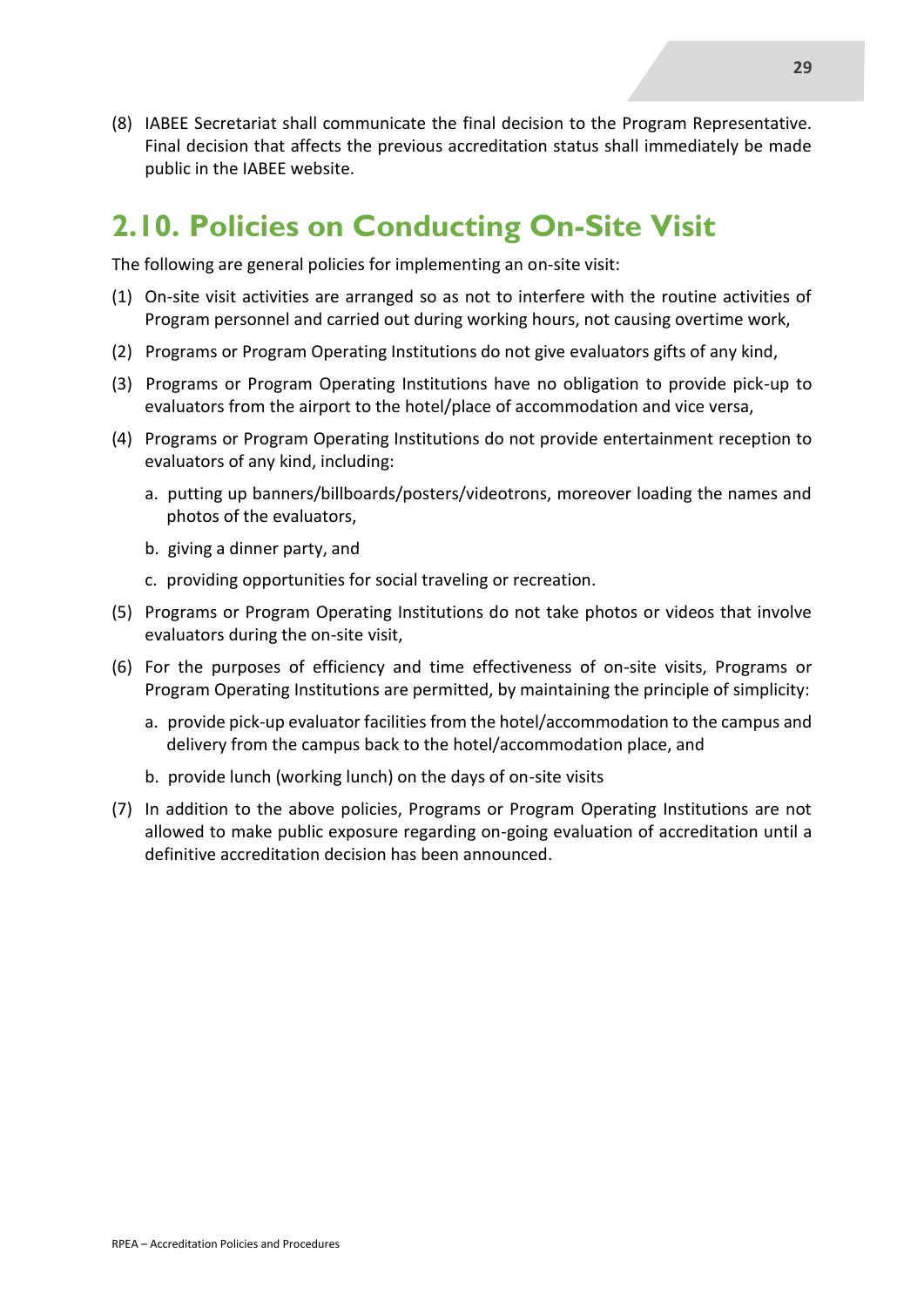(8) IABEE Secretariat shall communicate the final decision to the Program Representative. Final decision that affects the previous accreditation status shall immediately be made public in the IABEE website.

## 2.10. Policies on Conducting On-Site Visit

The following are general policies for implementing an on-site visit:

(1) On-site visit activities are arranged so as not to interfere with the routine activities of Program personnel and carried out during working hours, not causing overtime work,

(2) Programs or Program Operating Institutions do not give evaluators gifts of any kind,

(3) Programs or Program Operating Institutions have no obligation to provide pick-up to evaluators from the airport to the hotel/place of accommodation and vice versa,

(4) Programs or Program Operating Institutions do not provide entertainment reception to evaluators of any kind, including:

   a. putting up banners/billboards/posters/videotrons, moreover loading the names and photos of the evaluators,

   b. giving a dinner party, and

   c. providing opportunities for social traveling or recreation.

(5) Programs or Program Operating Institutions do not take photos or videos that involve evaluators during the on-site visit,

(6) For the purposes of efficiency and time effectiveness of on-site visits, Programs or Program Operating Institutions are permitted, by maintaining the principle of simplicity:

   a. provide pick-up evaluator facilities from the hotel/accommodation to the campus and delivery from the campus back to the hotel/accommodation place, and

   b. provide lunch (working lunch) on the days of on-site visits

(7) In addition to the above policies, Programs or Program Operating Institutions are not allowed to make public exposure regarding on-going evaluation of accreditation until a definitive accreditation decision has been announced.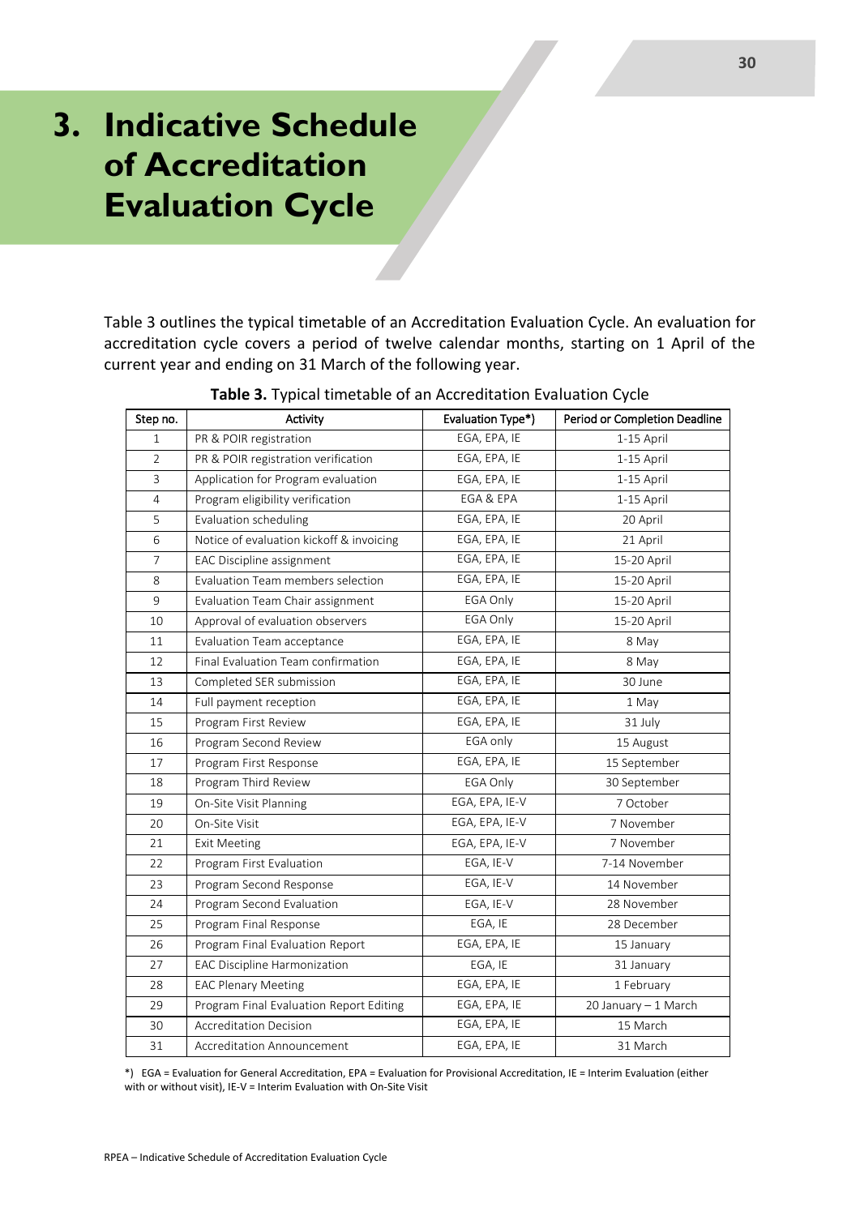# 3. Indicative Schedule of Accreditation Evaluation Cycle

Table 3 outlines the typical timetable of an Accreditation Evaluation Cycle. An evaluation for accreditation cycle covers a period of twelve calendar months, starting on 1 April of the current year and ending on 31 March of the following year.

**Table 3.** Typical timetable of an Accreditation Evaluation Cycle

| Step no. | Activity | Evaluation Type*) | Period or Completion Deadline |
|---|---|---|---|
| 1 | PR & POIR registration | EGA, EPA, IE | 1-15 April |
| 2 | PR & POIR registration verification | EGA, EPA, IE | 1-15 April |
| 3 | Application for Program evaluation | EGA, EPA, IE | 1-15 April |
| 4 | Program eligibility verification | EGA & EPA | 1-15 April |
| 5 | Evaluation scheduling | EGA, EPA, IE | 20 April |
| 6 | Notice of evaluation kickoff & invoicing | EGA, EPA, IE | 21 April |
| 7 | EAC Discipline assignment | EGA, EPA, IE | 15-20 April |
| 8 | Evaluation Team members selection | EGA, EPA, IE | 15-20 April |
| 9 | Evaluation Team Chair assignment | EGA Only | 15-20 April |
| 10 | Approval of evaluation observers | EGA Only | 15-20 April |
| 11 | Evaluation Team acceptance | EGA, EPA, IE | 8 May |
| 12 | Final Evaluation Team confirmation | EGA, EPA, IE | 8 May |
| 13 | Completed SER submission | EGA, EPA, IE | 30 June |
| 14 | Full payment reception | EGA, EPA, IE | 1 May |
| 15 | Program First Review | EGA, EPA, IE | 31 July |
| 16 | Program Second Review | EGA only | 15 August |
| 17 | Program First Response | EGA, EPA, IE | 15 September |
| 18 | Program Third Review | EGA Only | 30 September |
| 19 | On-Site Visit Planning | EGA, EPA, IE-V | 7 October |
| 20 | On-Site Visit | EGA, EPA, IE-V | 7 November |
| 21 | Exit Meeting | EGA, EPA, IE-V | 7 November |
| 22 | Program First Evaluation | EGA, IE-V | 7-14 November |
| 23 | Program Second Response | EGA, IE-V | 14 November |
| 24 | Program Second Evaluation | EGA, IE-V | 28 November |
| 25 | Program Final Response | EGA, IE | 28 December |
| 26 | Program Final Evaluation Report | EGA, EPA, IE | 15 January |
| 27 | EAC Discipline Harmonization | EGA, IE | 31 January |
| 28 | EAC Plenary Meeting | EGA, EPA, IE | 1 February |
| 29 | Program Final Evaluation Report Editing | EGA, EPA, IE | 20 January – 1 March |
| 30 | Accreditation Decision | EGA, EPA, IE | 15 March |
| 31 | Accreditation Announcement | EGA, EPA, IE | 31 March |

*) EGA = Evaluation for General Accreditation, EPA = Evaluation for Provisional Accreditation, IE = Interim Evaluation (either with or without visit), IE-V = Interim Evaluation with On-Site Visit